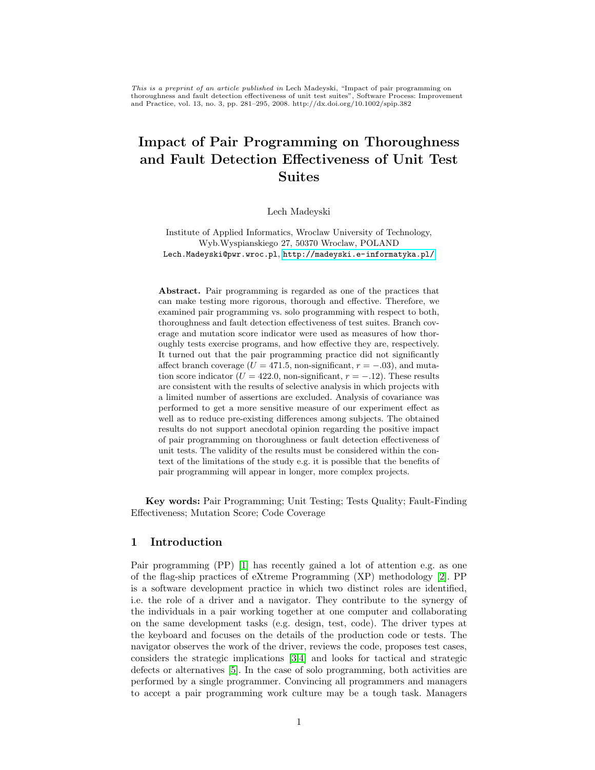*This is a preprint of an article published in* Lech Madeyski, "Impact of pair programming on thoroughness and fault detection effectiveness of unit test suites", Software Process: Improvement and Practice, vol. 13, no. 3, pp. 281–295, 2008. http://dx.doi.org/10.1002/spip.382

# Impact of Pair Programming on Thoroughness and Fault Detection Effectiveness of Unit Test Suites

Lech Madeyski

Institute of Applied Informatics, Wroclaw University of Technology, Wyb.Wyspianskiego 27, 50370 Wroclaw, POLAND
Lech.Madeyski@pwr.wroc.pl, http://madeyski.e-informatyka.pl/

**Abstract.** Pair programming is regarded as one of the practices that can make testing more rigorous, thorough and effective. Therefore, we examined pair programming vs. solo programming with respect to both, thoroughness and fault detection effectiveness of test suites. Branch coverage and mutation score indicator were used as measures of how thoroughly tests exercise programs, and how effective they are, respectively. It turned out that the pair programming practice did not significantly affect branch coverage ($U = 471.5$, non-significant, $r = -.03$), and mutation score indicator ($U = 422.0$, non-significant, $r = -.12$). These results are consistent with the results of selective analysis in which projects with a limited number of assertions are excluded. Analysis of covariance was performed to get a more sensitive measure of our experiment effect as well as to reduce pre-existing differences among subjects. The obtained results do not support anecdotal opinion regarding the positive impact of pair programming on thoroughness or fault detection effectiveness of unit tests. The validity of the results must be considered within the context of the limitations of the study e.g. it is possible that the benefits of pair programming will appear in longer, more complex projects.

**Key words:** Pair Programming; Unit Testing; Tests Quality; Fault-Finding Effectiveness; Mutation Score; Code Coverage

## 1 Introduction

Pair programming (PP) [1] has recently gained a lot of attention e.g. as one of the flag-ship practices of eXtreme Programming (XP) methodology [2]. PP is a software development practice in which two distinct roles are identified, i.e. the role of a driver and a navigator. They contribute to the synergy of the individuals in a pair working together at one computer and collaborating on the same development tasks (e.g. design, test, code). The driver types at the keyboard and focuses on the details of the production code or tests. The navigator observes the work of the driver, reviews the code, proposes test cases, considers the strategic implications [3,4] and looks for tactical and strategic defects or alternatives [5]. In the case of solo programming, both activities are performed by a single programmer. Convincing all programmers and managers to accept a pair programming work culture may be a tough task. Managers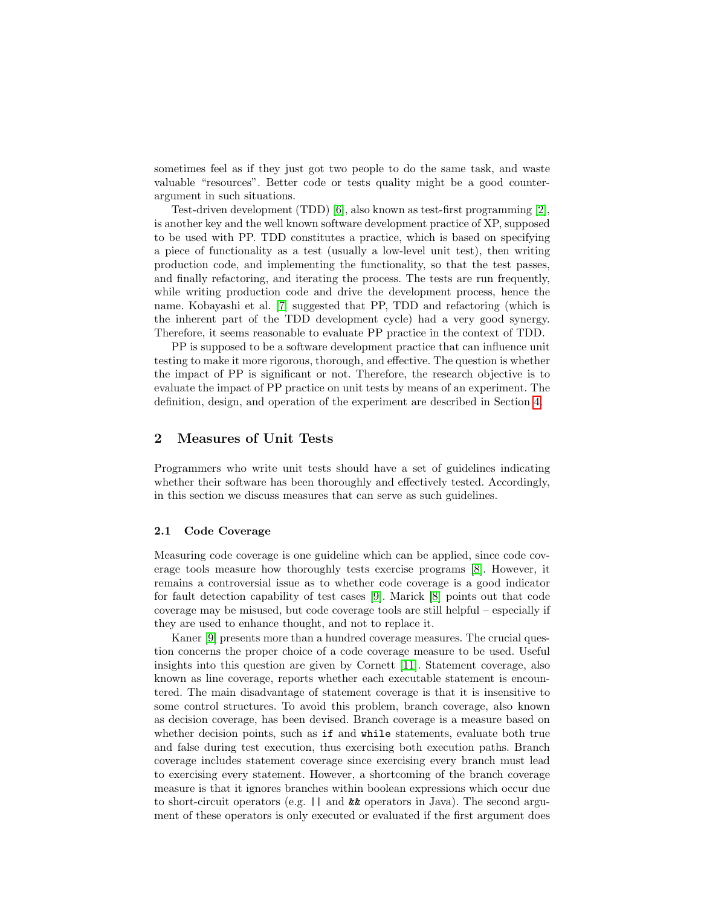sometimes feel as if they just got two people to do the same task, and waste valuable "resources". Better code or tests quality might be a good counter-argument in such situations.

Test-driven development (TDD) [6], also known as test-first programming [2], is another key and the well known software development practice of XP, supposed to be used with PP. TDD constitutes a practice, which is based on specifying a piece of functionality as a test (usually a low-level unit test), then writing production code, and implementing the functionality, so that the test passes, and finally refactoring, and iterating the process. The tests are run frequently, while writing production code and drive the development process, hence the name. Kobayashi et al. [7] suggested that PP, TDD and refactoring (which is the inherent part of the TDD development cycle) had a very good synergy. Therefore, it seems reasonable to evaluate PP practice in the context of TDD.

PP is supposed to be a software development practice that can influence unit testing to make it more rigorous, thorough, and effective. The question is whether the impact of PP is significant or not. Therefore, the research objective is to evaluate the impact of PP practice on unit tests by means of an experiment. The definition, design, and operation of the experiment are described in Section 4.

## 2 Measures of Unit Tests

Programmers who write unit tests should have a set of guidelines indicating whether their software has been thoroughly and effectively tested. Accordingly, in this section we discuss measures that can serve as such guidelines.

### 2.1 Code Coverage

Measuring code coverage is one guideline which can be applied, since code coverage tools measure how thoroughly tests exercise programs [8]. However, it remains a controversial issue as to whether code coverage is a good indicator for fault detection capability of test cases [9]. Marick [8] points out that code coverage may be misused, but code coverage tools are still helpful – especially if they are used to enhance thought, and not to replace it.

Kaner [9] presents more than a hundred coverage measures. The crucial question concerns the proper choice of a code coverage measure to be used. Useful insights into this question are given by Cornett [11]. Statement coverage, also known as line coverage, reports whether each executable statement is encountered. The main disadvantage of statement coverage is that it is insensitive to some control structures. To avoid this problem, branch coverage, also known as decision coverage, has been devised. Branch coverage is a measure based on whether decision points, such as `if` and `while` statements, evaluate both true and false during test execution, thus exercising both execution paths. Branch coverage includes statement coverage since exercising every branch must lead to exercising every statement. However, a shortcoming of the branch coverage measure is that it ignores branches within boolean expressions which occur due to short-circuit operators (e.g. `||` and `&&` operators in Java). The second argument of these operators is only executed or evaluated if the first argument does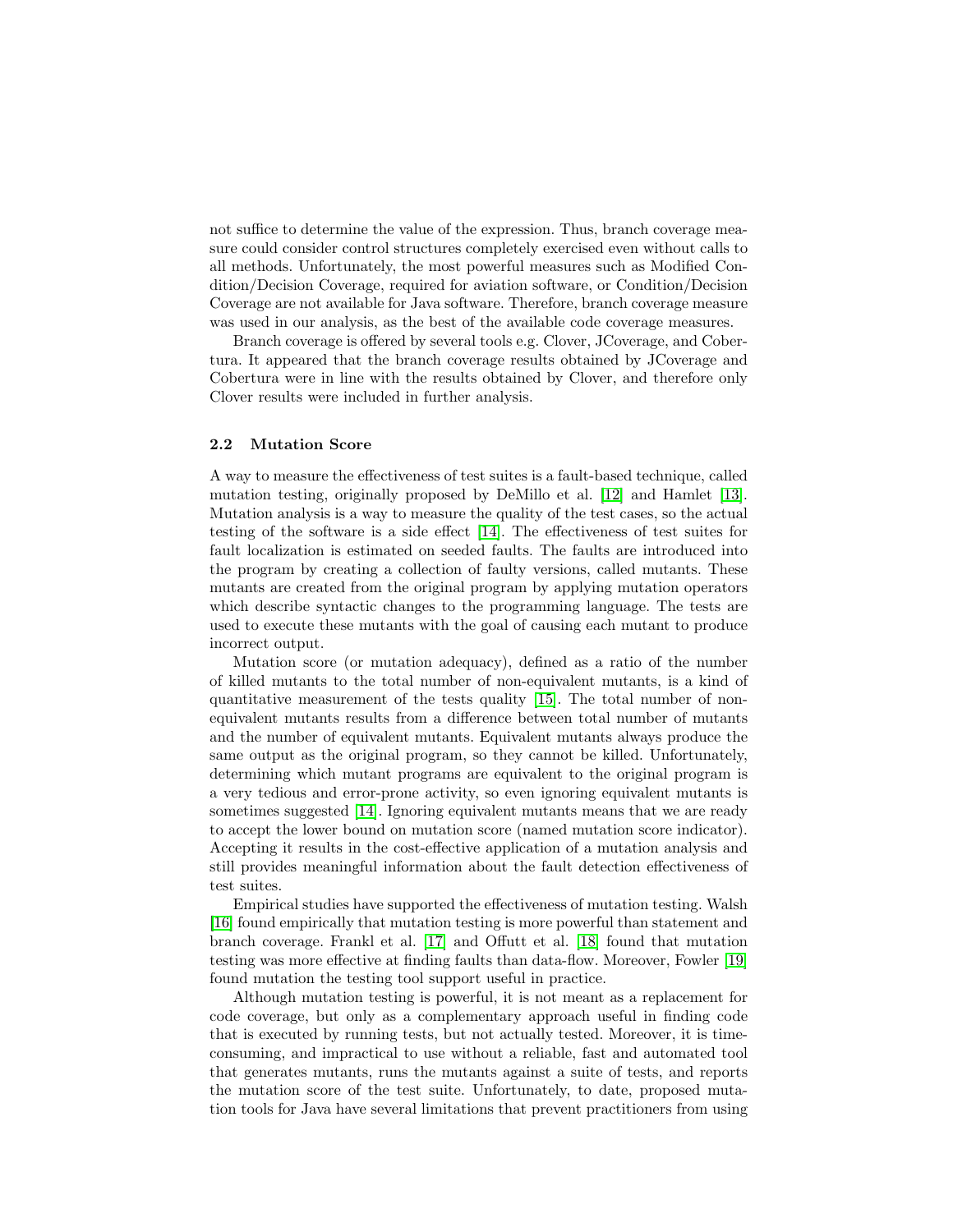not suffice to determine the value of the expression. Thus, branch coverage measure could consider control structures completely exercised even without calls to all methods. Unfortunately, the most powerful measures such as Modified Condition/Decision Coverage, required for aviation software, or Condition/Decision Coverage are not available for Java software. Therefore, branch coverage measure was used in our analysis, as the best of the available code coverage measures.

Branch coverage is offered by several tools e.g. Clover, JCoverage, and Cobertura. It appeared that the branch coverage results obtained by JCoverage and Cobertura were in line with the results obtained by Clover, and therefore only Clover results were included in further analysis.

### 2.2 Mutation Score

A way to measure the effectiveness of test suites is a fault-based technique, called mutation testing, originally proposed by DeMillo et al. [12] and Hamlet [13]. Mutation analysis is a way to measure the quality of the test cases, so the actual testing of the software is a side effect [14]. The effectiveness of test suites for fault localization is estimated on seeded faults. The faults are introduced into the program by creating a collection of faulty versions, called mutants. These mutants are created from the original program by applying mutation operators which describe syntactic changes to the programming language. The tests are used to execute these mutants with the goal of causing each mutant to produce incorrect output.

Mutation score (or mutation adequacy), defined as a ratio of the number of killed mutants to the total number of non-equivalent mutants, is a kind of quantitative measurement of the tests quality [15]. The total number of non-equivalent mutants results from a difference between total number of mutants and the number of equivalent mutants. Equivalent mutants always produce the same output as the original program, so they cannot be killed. Unfortunately, determining which mutant programs are equivalent to the original program is a very tedious and error-prone activity, so even ignoring equivalent mutants is sometimes suggested [14]. Ignoring equivalent mutants means that we are ready to accept the lower bound on mutation score (named mutation score indicator). Accepting it results in the cost-effective application of a mutation analysis and still provides meaningful information about the fault detection effectiveness of test suites.

Empirical studies have supported the effectiveness of mutation testing. Walsh [16] found empirically that mutation testing is more powerful than statement and branch coverage. Frankl et al. [17] and Offutt et al. [18] found that mutation testing was more effective at finding faults than data-flow. Moreover, Fowler [19] found mutation the testing tool support useful in practice.

Although mutation testing is powerful, it is not meant as a replacement for code coverage, but only as a complementary approach useful in finding code that is executed by running tests, but not actually tested. Moreover, it is time-consuming, and impractical to use without a reliable, fast and automated tool that generates mutants, runs the mutants against a suite of tests, and reports the mutation score of the test suite. Unfortunately, to date, proposed mutation tools for Java have several limitations that prevent practitioners from using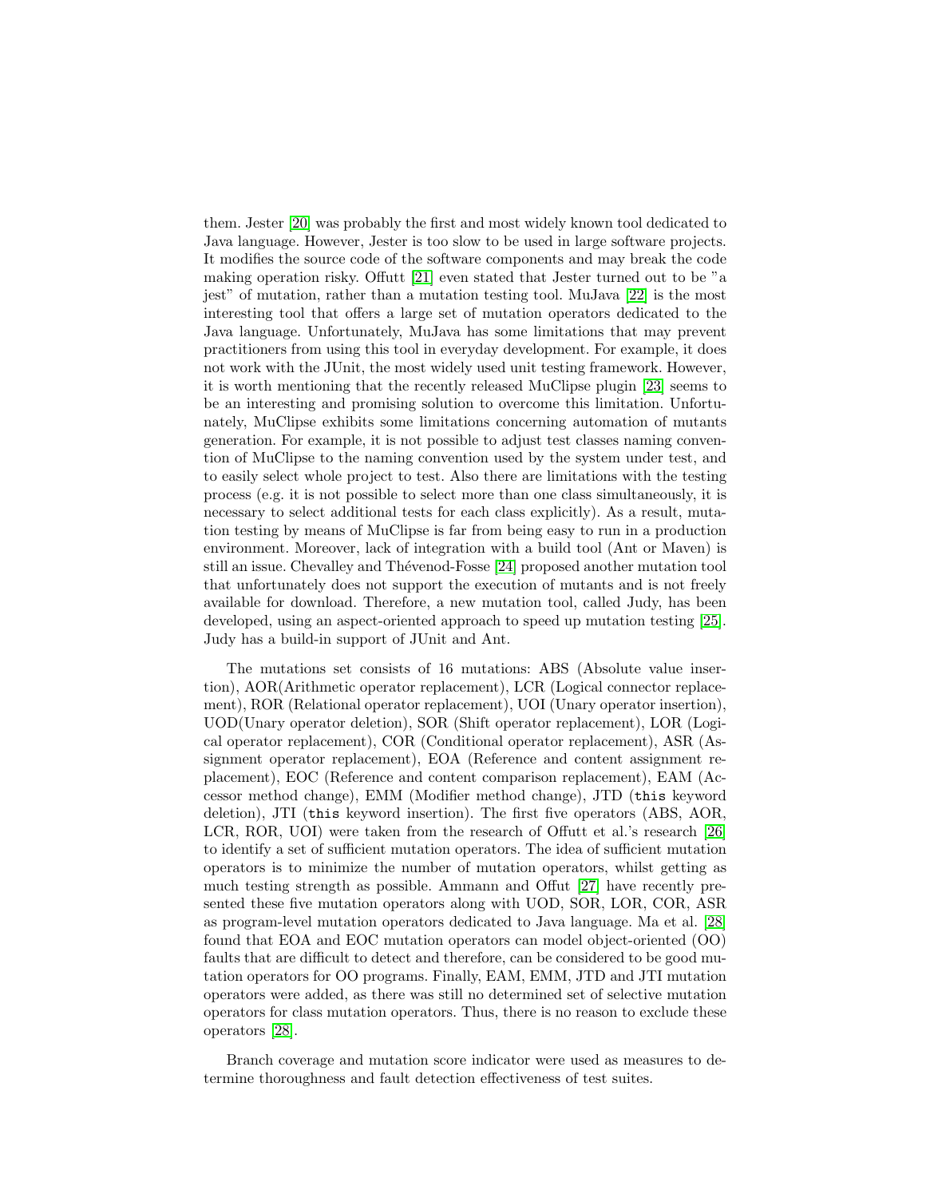them. Jester [20] was probably the first and most widely known tool dedicated to Java language. However, Jester is too slow to be used in large software projects. It modifies the source code of the software components and may break the code making operation risky. Offutt [21] even stated that Jester turned out to be "a jest" of mutation, rather than a mutation testing tool. MuJava [22] is the most interesting tool that offers a large set of mutation operators dedicated to the Java language. Unfortunately, MuJava has some limitations that may prevent practitioners from using this tool in everyday development. For example, it does not work with the JUnit, the most widely used unit testing framework. However, it is worth mentioning that the recently released MuClipse plugin [23] seems to be an interesting and promising solution to overcome this limitation. Unfortunately, MuClipse exhibits some limitations concerning automation of mutants generation. For example, it is not possible to adjust test classes naming convention of MuClipse to the naming convention used by the system under test, and to easily select whole project to test. Also there are limitations with the testing process (e.g. it is not possible to select more than one class simultaneously, it is necessary to select additional tests for each class explicitly). As a result, mutation testing by means of MuClipse is far from being easy to run in a production environment. Moreover, lack of integration with a build tool (Ant or Maven) is still an issue. Chevalley and Thévenod-Fosse [24] proposed another mutation tool that unfortunately does not support the execution of mutants and is not freely available for download. Therefore, a new mutation tool, called Judy, has been developed, using an aspect-oriented approach to speed up mutation testing [25]. Judy has a build-in support of JUnit and Ant.

The mutations set consists of 16 mutations: ABS (Absolute value insertion), AOR(Arithmetic operator replacement), LCR (Logical connector replacement), ROR (Relational operator replacement), UOI (Unary operator insertion), UOD(Unary operator deletion), SOR (Shift operator replacement), LOR (Logical operator replacement), COR (Conditional operator replacement), ASR (Assignment operator replacement), EOA (Reference and content assignment replacement), EOC (Reference and content comparison replacement), EAM (Accessor method change), EMM (Modifier method change), JTD (`this` keyword deletion), JTI (`this` keyword insertion). The first five operators (ABS, AOR, LCR, ROR, UOI) were taken from the research of Offutt et al.'s research [26] to identify a set of sufficient mutation operators. The idea of sufficient mutation operators is to minimize the number of mutation operators, whilst getting as much testing strength as possible. Ammann and Offut [27] have recently presented these five mutation operators along with UOD, SOR, LOR, COR, ASR as program-level mutation operators dedicated to Java language. Ma et al. [28] found that EOA and EOC mutation operators can model object-oriented (OO) faults that are difficult to detect and therefore, can be considered to be good mutation operators for OO programs. Finally, EAM, EMM, JTD and JTI mutation operators were added, as there was still no determined set of selective mutation operators for class mutation operators. Thus, there is no reason to exclude these operators [28].

Branch coverage and mutation score indicator were used as measures to determine thoroughness and fault detection effectiveness of test suites.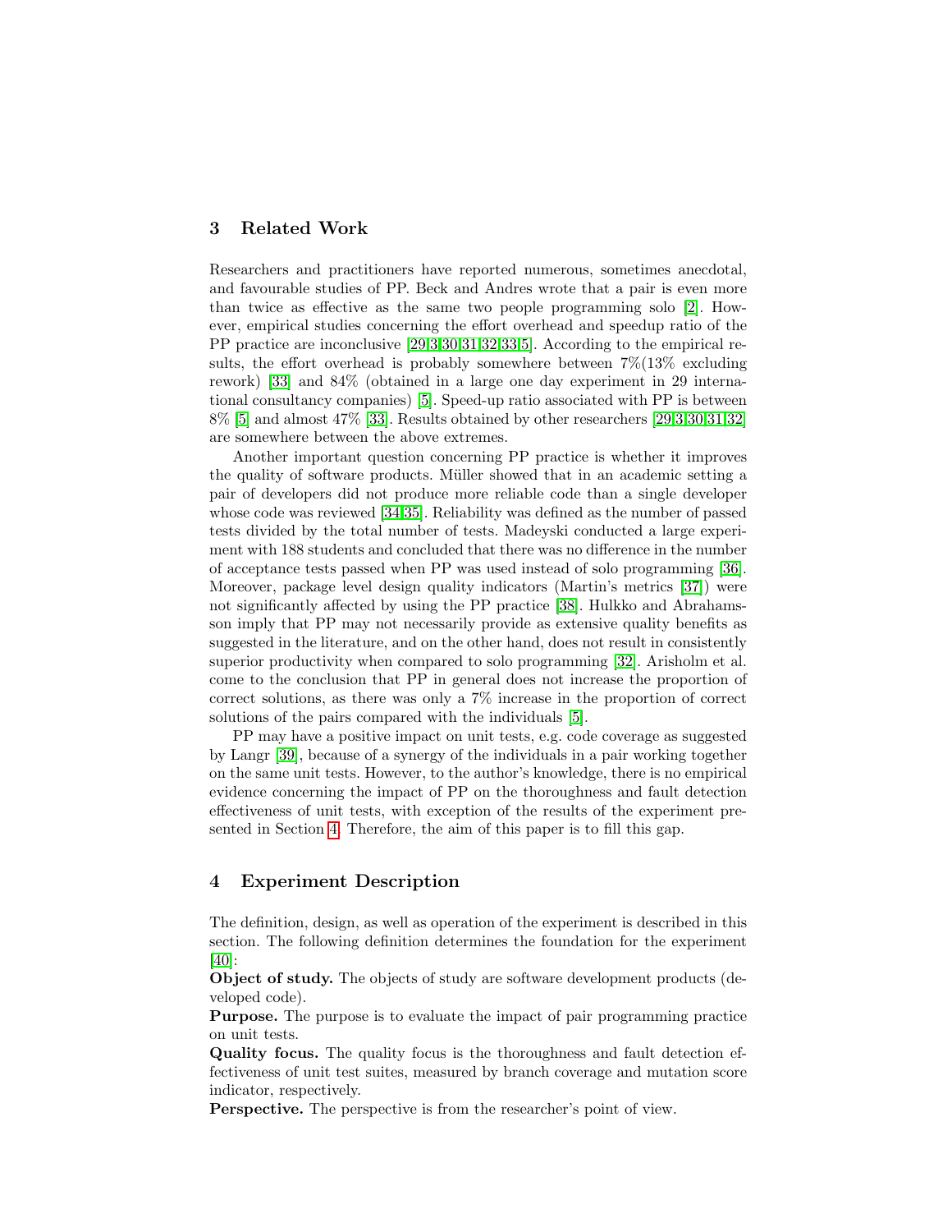## 3 Related Work

Researchers and practitioners have reported numerous, sometimes anecdotal, and favourable studies of PP. Beck and Andres wrote that a pair is even more than twice as effective as the same two people programming solo [2]. However, empirical studies concerning the effort overhead and speedup ratio of the PP practice are inconclusive [29,3,30,31,32,33,5]. According to the empirical results, the effort overhead is probably somewhere between 7%(13% excluding rework) [33] and 84% (obtained in a large one day experiment in 29 international consultancy companies) [5]. Speed-up ratio associated with PP is between 8% [5] and almost 47% [33]. Results obtained by other researchers [29,3,30,31,32] are somewhere between the above extremes.

Another important question concerning PP practice is whether it improves the quality of software products. Müller showed that in an academic setting a pair of developers did not produce more reliable code than a single developer whose code was reviewed [34,35]. Reliability was defined as the number of passed tests divided by the total number of tests. Madeyski conducted a large experiment with 188 students and concluded that there was no difference in the number of acceptance tests passed when PP was used instead of solo programming [36]. Moreover, package level design quality indicators (Martin's metrics [37]) were not significantly affected by using the PP practice [38]. Hulkko and Abrahamsson imply that PP may not necessarily provide as extensive quality benefits as suggested in the literature, and on the other hand, does not result in consistently superior productivity when compared to solo programming [32]. Arisholm et al. come to the conclusion that PP in general does not increase the proportion of correct solutions, as there was only a 7% increase in the proportion of correct solutions of the pairs compared with the individuals [5].

PP may have a positive impact on unit tests, e.g. code coverage as suggested by Langr [39], because of a synergy of the individuals in a pair working together on the same unit tests. However, to the author's knowledge, there is no empirical evidence concerning the impact of PP on the thoroughness and fault detection effectiveness of unit tests, with exception of the results of the experiment presented in Section 4. Therefore, the aim of this paper is to fill this gap.

## 4 Experiment Description

The definition, design, as well as operation of the experiment is described in this section. The following definition determines the foundation for the experiment [40]:

**Object of study.** The objects of study are software development products (developed code).

**Purpose.** The purpose is to evaluate the impact of pair programming practice on unit tests.

**Quality focus.** The quality focus is the thoroughness and fault detection effectiveness of unit test suites, measured by branch coverage and mutation score indicator, respectively.

**Perspective.** The perspective is from the researcher's point of view.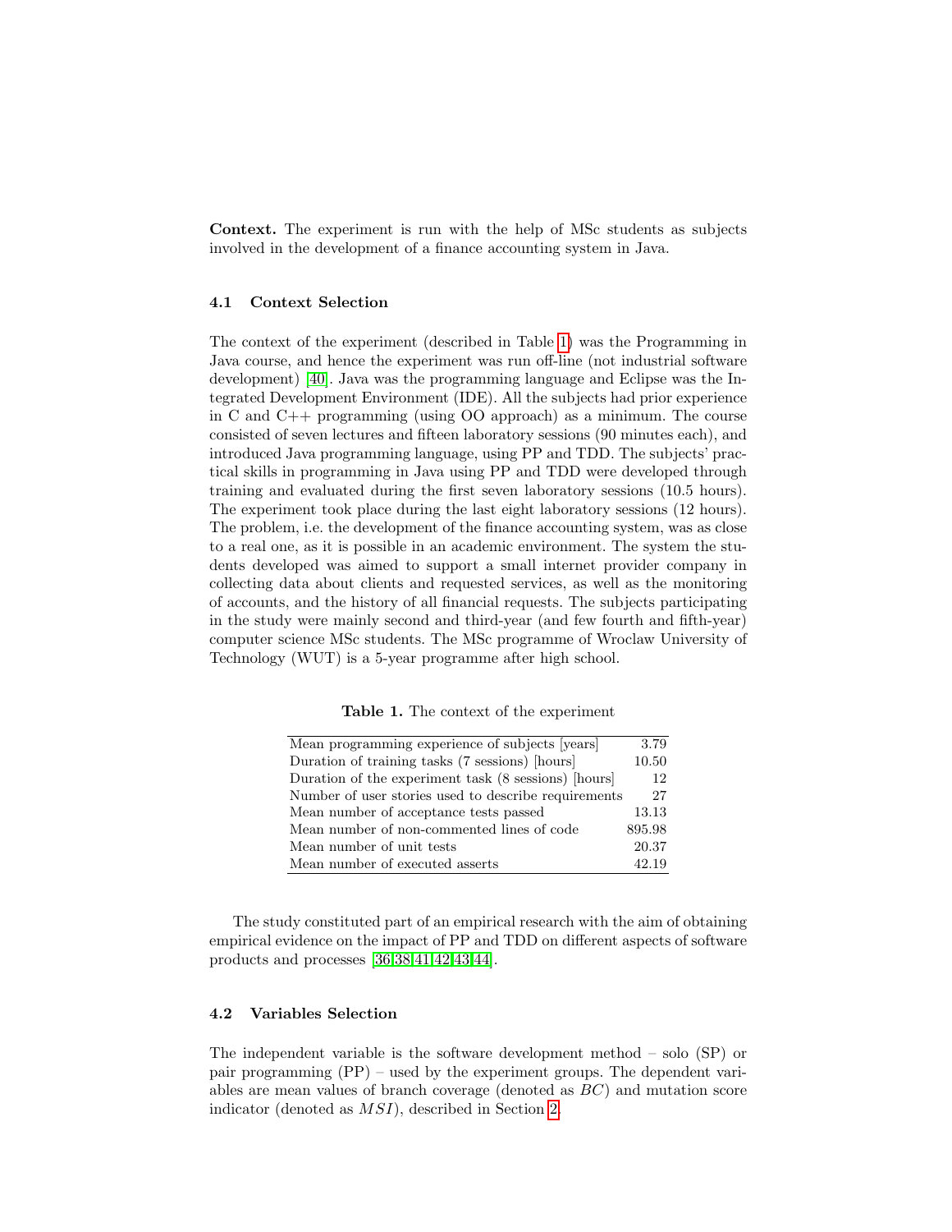**Context.** The experiment is run with the help of MSc students as subjects involved in the development of a finance accounting system in Java.

### 4.1 Context Selection

The context of the experiment (described in Table 1) was the Programming in Java course, and hence the experiment was run off-line (not industrial software development) [40]. Java was the programming language and Eclipse was the Integrated Development Environment (IDE). All the subjects had prior experience in C and C++ programming (using OO approach) as a minimum. The course consisted of seven lectures and fifteen laboratory sessions (90 minutes each), and introduced Java programming language, using PP and TDD. The subjects' practical skills in programming in Java using PP and TDD were developed through training and evaluated during the first seven laboratory sessions (10.5 hours). The experiment took place during the last eight laboratory sessions (12 hours). The problem, i.e. the development of the finance accounting system, was as close to a real one, as it is possible in an academic environment. The system the students developed was aimed to support a small internet provider company in collecting data about clients and requested services, as well as the monitoring of accounts, and the history of all financial requests. The subjects participating in the study were mainly second and third-year (and few fourth and fifth-year) computer science MSc students. The MSc programme of Wroclaw University of Technology (WUT) is a 5-year programme after high school.

**Table 1.** The context of the experiment

| | |
|---|---|
| Mean programming experience of subjects [years] | 3.79 |
| Duration of training tasks (7 sessions) [hours] | 10.50 |
| Duration of the experiment task (8 sessions) [hours] | 12 |
| Number of user stories used to describe requirements | 27 |
| Mean number of acceptance tests passed | 13.13 |
| Mean number of non-commented lines of code | 895.98 |
| Mean number of unit tests | 20.37 |
| Mean number of executed asserts | 42.19 |

The study constituted part of an empirical research with the aim of obtaining empirical evidence on the impact of PP and TDD on different aspects of software products and processes [36,38,41,42,43,44].

### 4.2 Variables Selection

The independent variable is the software development method – solo (SP) or pair programming (PP) – used by the experiment groups. The dependent variables are mean values of branch coverage (denoted as $BC$) and mutation score indicator (denoted as $MSI$), described in Section 2.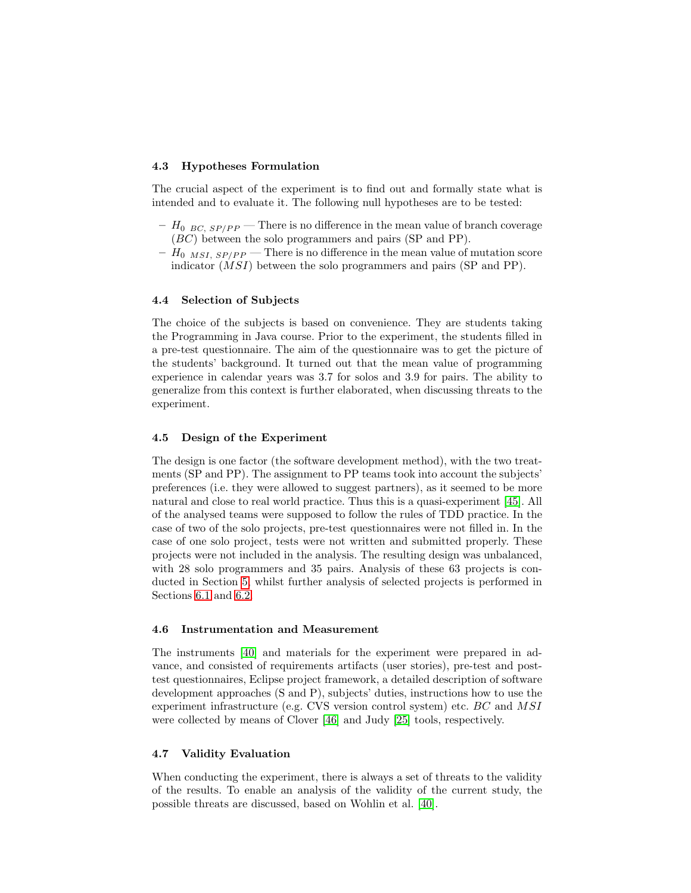### 4.3 Hypotheses Formulation

The crucial aspect of the experiment is to find out and formally state what is intended and to evaluate it. The following null hypotheses are to be tested:

- $H_{0\ BC,\ SP/PP}$ — There is no difference in the mean value of branch coverage ($BC$) between the solo programmers and pairs (SP and PP).
- $H_{0\ MSI,\ SP/PP}$ — There is no difference in the mean value of mutation score indicator ($MSI$) between the solo programmers and pairs (SP and PP).

### 4.4 Selection of Subjects

The choice of the subjects is based on convenience. They are students taking the Programming in Java course. Prior to the experiment, the students filled in a pre-test questionnaire. The aim of the questionnaire was to get the picture of the students' background. It turned out that the mean value of programming experience in calendar years was 3.7 for solos and 3.9 for pairs. The ability to generalize from this context is further elaborated, when discussing threats to the experiment.

### 4.5 Design of the Experiment

The design is one factor (the software development method), with the two treatments (SP and PP). The assignment to PP teams took into account the subjects' preferences (i.e. they were allowed to suggest partners), as it seemed to be more natural and close to real world practice. Thus this is a quasi-experiment [45]. All of the analysed teams were supposed to follow the rules of TDD practice. In the case of two of the solo projects, pre-test questionnaires were not filled in. In the case of one solo project, tests were not written and submitted properly. These projects were not included in the analysis. The resulting design was unbalanced, with 28 solo programmers and 35 pairs. Analysis of these 63 projects is conducted in Section 5 whilst further analysis of selected projects is performed in Sections 6.1 and 6.2.

### 4.6 Instrumentation and Measurement

The instruments [40] and materials for the experiment were prepared in advance, and consisted of requirements artifacts (user stories), pre-test and post-test questionnaires, Eclipse project framework, a detailed description of software development approaches (S and P), subjects' duties, instructions how to use the experiment infrastructure (e.g. CVS version control system) etc. $BC$ and $MSI$ were collected by means of Clover [46] and Judy [25] tools, respectively.

### 4.7 Validity Evaluation

When conducting the experiment, there is always a set of threats to the validity of the results. To enable an analysis of the validity of the current study, the possible threats are discussed, based on Wohlin et al. [40].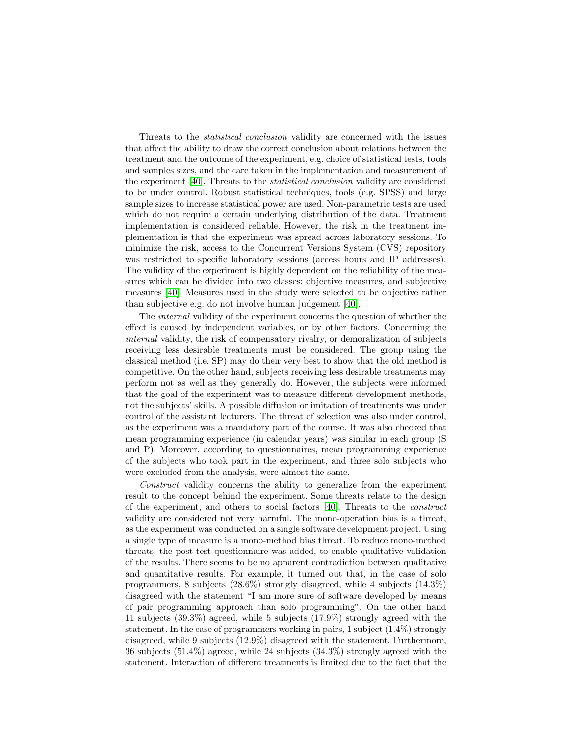Threats to the *statistical conclusion* validity are concerned with the issues that affect the ability to draw the correct conclusion about relations between the treatment and the outcome of the experiment, e.g. choice of statistical tests, tools and samples sizes, and the care taken in the implementation and measurement of the experiment [40]. Threats to the *statistical conclusion* validity are considered to be under control. Robust statistical techniques, tools (e.g. SPSS) and large sample sizes to increase statistical power are used. Non-parametric tests are used which do not require a certain underlying distribution of the data. Treatment implementation is considered reliable. However, the risk in the treatment implementation is that the experiment was spread across laboratory sessions. To minimize the risk, access to the Concurrent Versions System (CVS) repository was restricted to specific laboratory sessions (access hours and IP addresses). The validity of the experiment is highly dependent on the reliability of the measures which can be divided into two classes: objective measures, and subjective measures [40]. Measures used in the study were selected to be objective rather than subjective e.g. do not involve human judgement [40].

The *internal* validity of the experiment concerns the question of whether the effect is caused by independent variables, or by other factors. Concerning the *internal* validity, the risk of compensatory rivalry, or demoralization of subjects receiving less desirable treatments must be considered. The group using the classical method (i.e. SP) may do their very best to show that the old method is competitive. On the other hand, subjects receiving less desirable treatments may perform not as well as they generally do. However, the subjects were informed that the goal of the experiment was to measure different development methods, not the subjects' skills. A possible diffusion or imitation of treatments was under control of the assistant lecturers. The threat of selection was also under control, as the experiment was a mandatory part of the course. It was also checked that mean programming experience (in calendar years) was similar in each group (S and P). Moreover, according to questionnaires, mean programming experience of the subjects who took part in the experiment, and three solo subjects who were excluded from the analysis, were almost the same.

*Construct* validity concerns the ability to generalize from the experiment result to the concept behind the experiment. Some threats relate to the design of the experiment, and others to social factors [40]. Threats to the *construct* validity are considered not very harmful. The mono-operation bias is a threat, as the experiment was conducted on a single software development project. Using a single type of measure is a mono-method bias threat. To reduce mono-method threats, the post-test questionnaire was added, to enable qualitative validation of the results. There seems to be no apparent contradiction between qualitative and quantitative results. For example, it turned out that, in the case of solo programmers, 8 subjects (28.6%) strongly disagreed, while 4 subjects (14.3%) disagreed with the statement "I am more sure of software developed by means of pair programming approach than solo programming". On the other hand 11 subjects (39.3%) agreed, while 5 subjects (17.9%) strongly agreed with the statement. In the case of programmers working in pairs, 1 subject (1.4%) strongly disagreed, while 9 subjects (12.9%) disagreed with the statement. Furthermore, 36 subjects (51.4%) agreed, while 24 subjects (34.3%) strongly agreed with the statement. Interaction of different treatments is limited due to the fact that the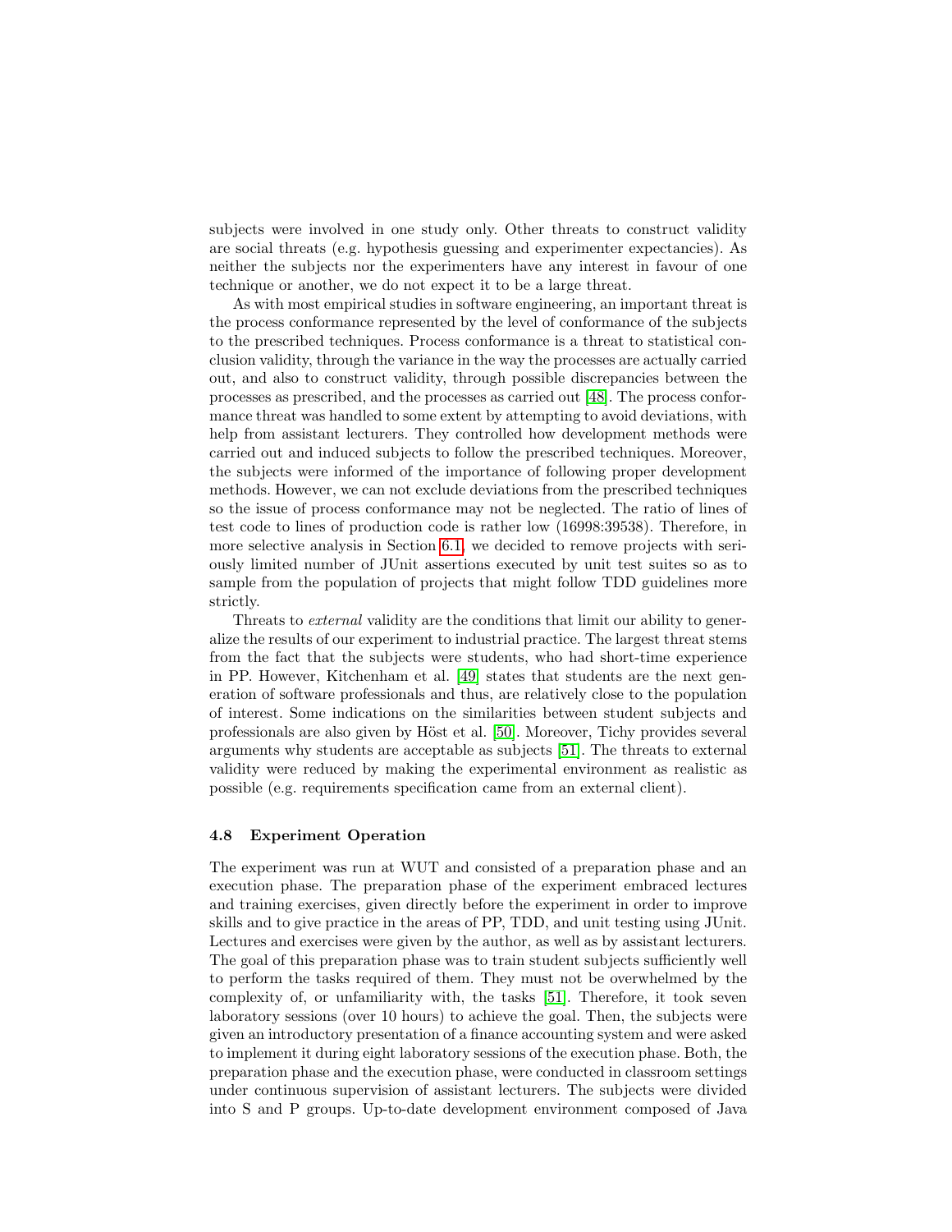subjects were involved in one study only. Other threats to construct validity are social threats (e.g. hypothesis guessing and experimenter expectancies). As neither the subjects nor the experimenters have any interest in favour of one technique or another, we do not expect it to be a large threat.

As with most empirical studies in software engineering, an important threat is the process conformance represented by the level of conformance of the subjects to the prescribed techniques. Process conformance is a threat to statistical conclusion validity, through the variance in the way the processes are actually carried out, and also to construct validity, through possible discrepancies between the processes as prescribed, and the processes as carried out [48]. The process conformance threat was handled to some extent by attempting to avoid deviations, with help from assistant lecturers. They controlled how development methods were carried out and induced subjects to follow the prescribed techniques. Moreover, the subjects were informed of the importance of following proper development methods. However, we can not exclude deviations from the prescribed techniques so the issue of process conformance may not be neglected. The ratio of lines of test code to lines of production code is rather low (16998:39538). Therefore, in more selective analysis in Section 6.1, we decided to remove projects with seriously limited number of JUnit assertions executed by unit test suites so as to sample from the population of projects that might follow TDD guidelines more strictly.

Threats to *external* validity are the conditions that limit our ability to generalize the results of our experiment to industrial practice. The largest threat stems from the fact that the subjects were students, who had short-time experience in PP. However, Kitchenham et al. [49] states that students are the next generation of software professionals and thus, are relatively close to the population of interest. Some indications on the similarities between student subjects and professionals are also given by Höst et al. [50]. Moreover, Tichy provides several arguments why students are acceptable as subjects [51]. The threats to external validity were reduced by making the experimental environment as realistic as possible (e.g. requirements specification came from an external client).

### 4.8 Experiment Operation

The experiment was run at WUT and consisted of a preparation phase and an execution phase. The preparation phase of the experiment embraced lectures and training exercises, given directly before the experiment in order to improve skills and to give practice in the areas of PP, TDD, and unit testing using JUnit. Lectures and exercises were given by the author, as well as by assistant lecturers. The goal of this preparation phase was to train student subjects sufficiently well to perform the tasks required of them. They must not be overwhelmed by the complexity of, or unfamiliarity with, the tasks [51]. Therefore, it took seven laboratory sessions (over 10 hours) to achieve the goal. Then, the subjects were given an introductory presentation of a finance accounting system and were asked to implement it during eight laboratory sessions of the execution phase. Both, the preparation phase and the execution phase, were conducted in classroom settings under continuous supervision of assistant lecturers. The subjects were divided into S and P groups. Up-to-date development environment composed of Java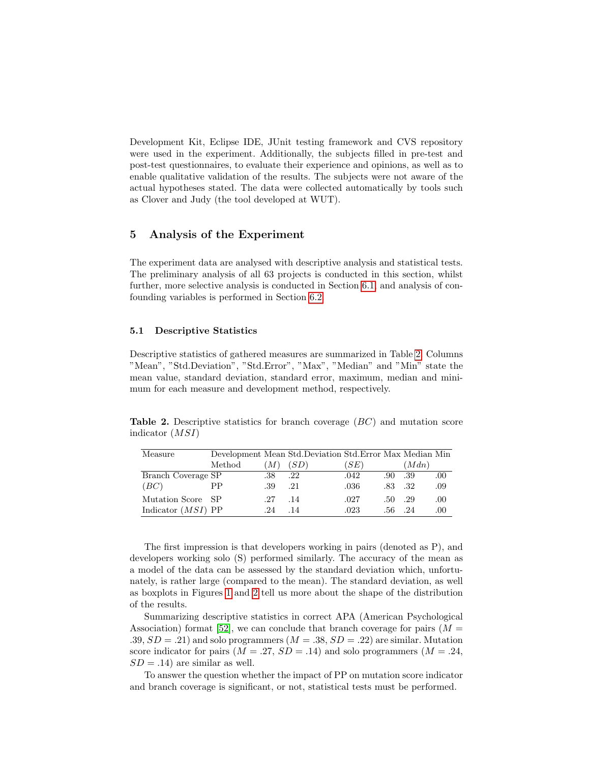Development Kit, Eclipse IDE, JUnit testing framework and CVS repository were used in the experiment. Additionally, the subjects filled in pre-test and post-test questionnaires, to evaluate their experience and opinions, as well as to enable qualitative validation of the results. The subjects were not aware of the actual hypotheses stated. The data were collected automatically by tools such as Clover and Judy (the tool developed at WUT).

## 5 Analysis of the Experiment

The experiment data are analysed with descriptive analysis and statistical tests. The preliminary analysis of all 63 projects is conducted in this section, whilst further, more selective analysis is conducted in Section 6.1, and analysis of confounding variables is performed in Section 6.2.

### 5.1 Descriptive Statistics

Descriptive statistics of gathered measures are summarized in Table 2. Columns "Mean", "Std.Deviation", "Std.Error", "Max", "Median" and "Min" state the mean value, standard deviation, standard error, maximum, median and minimum for each measure and development method, respectively.

**Table 2.** Descriptive statistics for branch coverage ($BC$) and mutation score indicator ($MSI$)

| Measure | Development Method | Mean ($M$) | Std.Deviation ($SD$) | Std.Error ($SE$) | Max | Median ($Mdn$) | Min |
|---|---|---|---|---|---|---|---|
| Branch Coverage ($BC$) | SP | .38 | .22 | .042 | .90 | .39 | .00 |
| | PP | .39 | .21 | .036 | .83 | .32 | .09 |
| Mutation Score Indicator ($MSI$) | SP | .27 | .14 | .027 | .50 | .29 | .00 |
| | PP | .24 | .14 | .023 | .56 | .24 | .00 |

The first impression is that developers working in pairs (denoted as P), and developers working solo (S) performed similarly. The accuracy of the mean as a model of the data can be assessed by the standard deviation which, unfortunately, is rather large (compared to the mean). The standard deviation, as well as boxplots in Figures 1 and 2 tell us more about the shape of the distribution of the results.

Summarizing descriptive statistics in correct APA (American Psychological Association) format [52], we can conclude that branch coverage for pairs ($M = .39$, $SD = .21$) and solo programmers ($M = .38$, $SD = .22$) are similar. Mutation score indicator for pairs ($M = .27$, $SD = .14$) and solo programmers ($M = .24$, $SD = .14$) are similar as well.

To answer the question whether the impact of PP on mutation score indicator and branch coverage is significant, or not, statistical tests must be performed.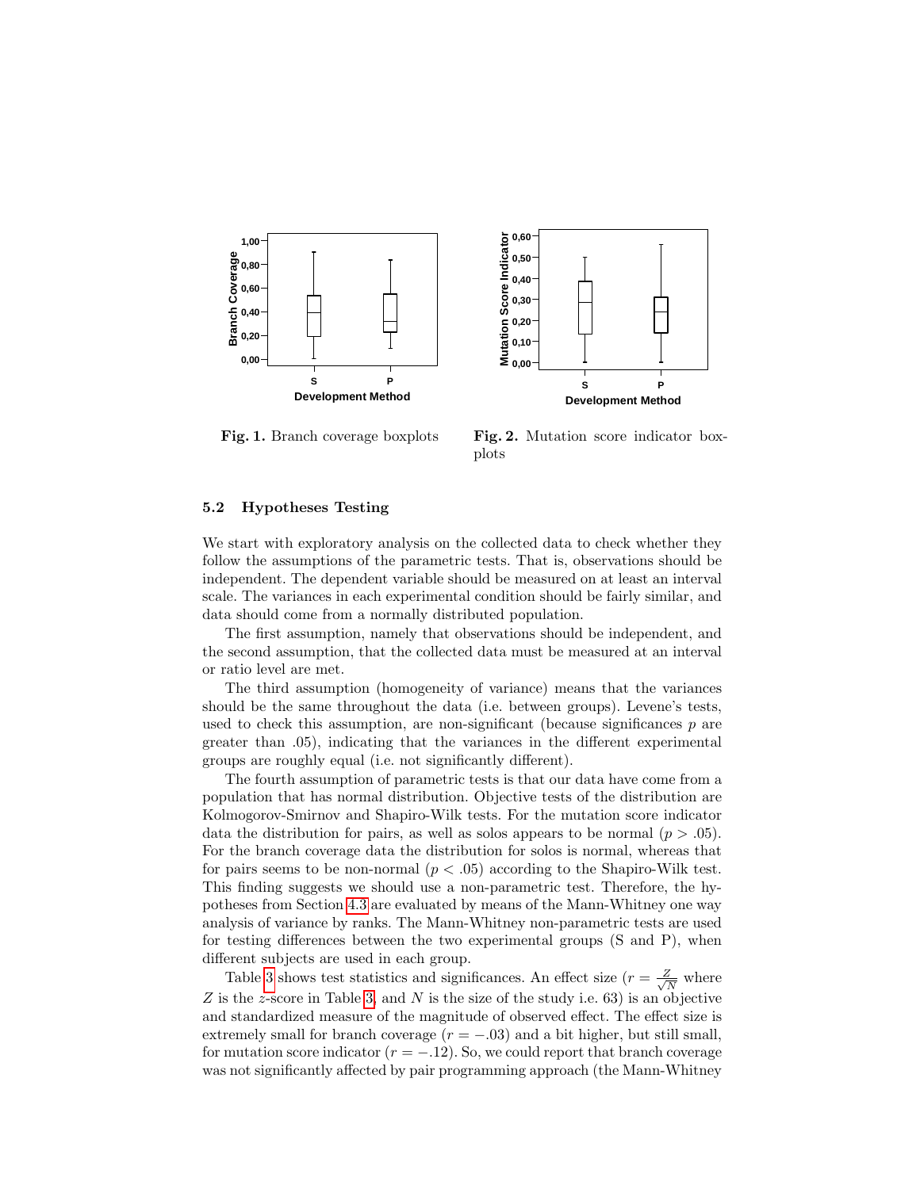Fig. 1. Branch coverage boxplots

Fig. 2. Mutation score indicator boxplots

### 5.2 Hypotheses Testing

We start with exploratory analysis on the collected data to check whether they follow the assumptions of the parametric tests. That is, observations should be independent. The dependent variable should be measured on at least an interval scale. The variances in each experimental condition should be fairly similar, and data should come from a normally distributed population.

The first assumption, namely that observations should be independent, and the second assumption, that the collected data must be measured at an interval or ratio level are met.

The third assumption (homogeneity of variance) means that the variances should be the same throughout the data (i.e. between groups). Levene's tests, used to check this assumption, are non-significant (because significances $p$ are greater than .05), indicating that the variances in the different experimental groups are roughly equal (i.e. not significantly different).

The fourth assumption of parametric tests is that our data have come from a population that has normal distribution. Objective tests of the distribution are Kolmogorov-Smirnov and Shapiro-Wilk tests. For the mutation score indicator data the distribution for pairs, as well as solos appears to be normal ($p > .05$). For the branch coverage data the distribution for solos is normal, whereas that for pairs seems to be non-normal ($p < .05$) according to the Shapiro-Wilk test. This finding suggests we should use a non-parametric test. Therefore, the hypotheses from Section 4.3 are evaluated by means of the Mann-Whitney one way analysis of variance by ranks. The Mann-Whitney non-parametric tests are used for testing differences between the two experimental groups (S and P), when different subjects are used in each group.

Table 3 shows test statistics and significances. An effect size ($r = \frac{Z}{\sqrt{N}}$ where $Z$ is the $z$-score in Table 3, and $N$ is the size of the study i.e. 63) is an objective and standardized measure of the magnitude of observed effect. The effect size is extremely small for branch coverage ($r = -.03$) and a bit higher, but still small, for mutation score indicator ($r = -.12$). So, we could report that branch coverage was not significantly affected by pair programming approach (the Mann-Whitney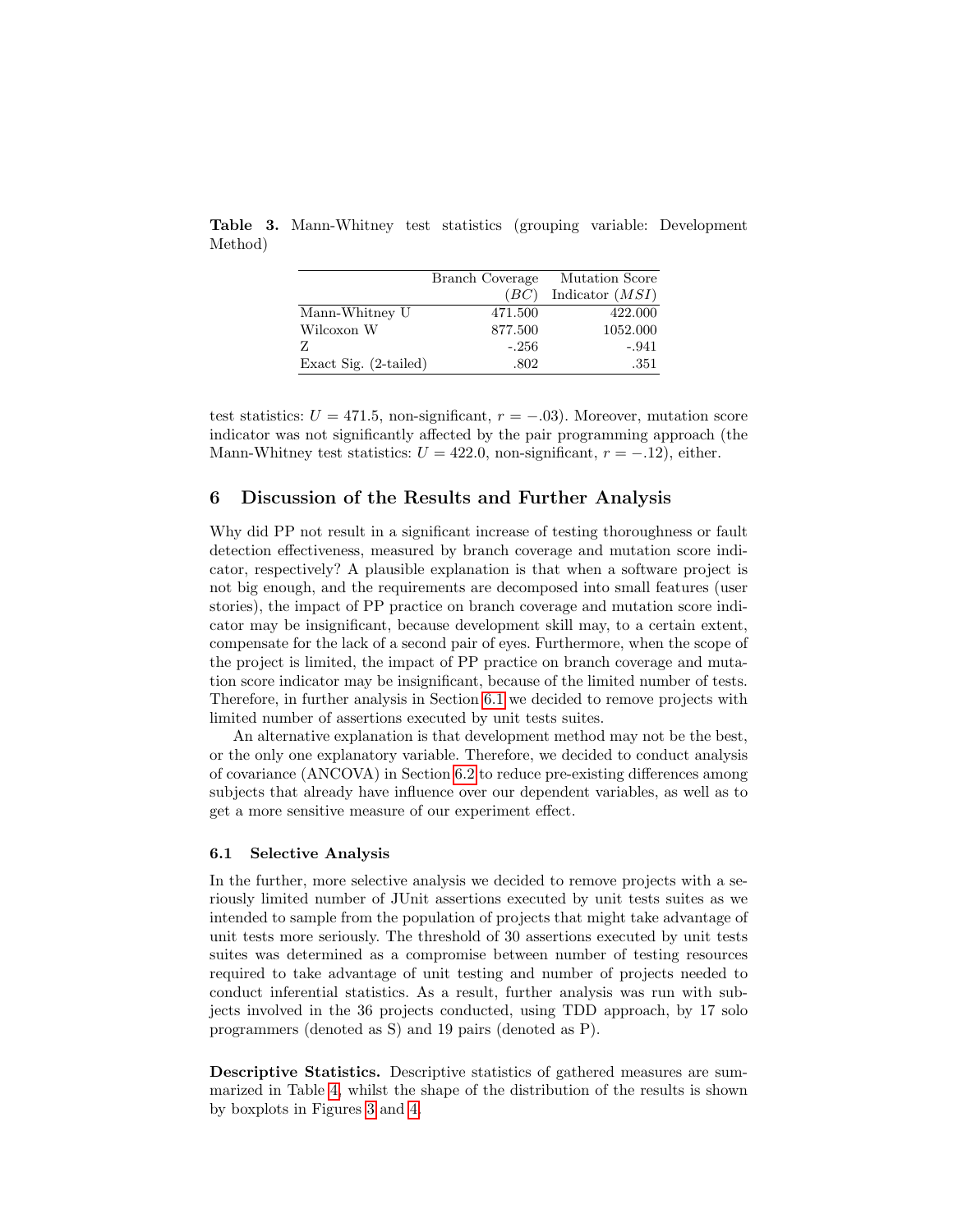**Table 3.** Mann-Whitney test statistics (grouping variable: Development Method)

| | Branch Coverage ($BC$) | Mutation Score Indicator ($MSI$) |
|---|---|---|
| Mann-Whitney U | 471.500 | 422.000 |
| Wilcoxon W | 877.500 | 1052.000 |
| Z | -.256 | -.941 |
| Exact Sig. (2-tailed) | .802 | .351 |

test statistics: $U = 471.5$, non-significant, $r = -.03$). Moreover, mutation score indicator was not significantly affected by the pair programming approach (the Mann-Whitney test statistics: $U = 422.0$, non-significant, $r = -.12$), either.

## 6 Discussion of the Results and Further Analysis

Why did PP not result in a significant increase of testing thoroughness or fault detection effectiveness, measured by branch coverage and mutation score indicator, respectively? A plausible explanation is that when a software project is not big enough, and the requirements are decomposed into small features (user stories), the impact of PP practice on branch coverage and mutation score indicator may be insignificant, because development skill may, to a certain extent, compensate for the lack of a second pair of eyes. Furthermore, when the scope of the project is limited, the impact of PP practice on branch coverage and mutation score indicator may be insignificant, because of the limited number of tests. Therefore, in further analysis in Section 6.1 we decided to remove projects with limited number of assertions executed by unit tests suites.

An alternative explanation is that development method may not be the best, or the only one explanatory variable. Therefore, we decided to conduct analysis of covariance (ANCOVA) in Section 6.2 to reduce pre-existing differences among subjects that already have influence over our dependent variables, as well as to get a more sensitive measure of our experiment effect.

### 6.1 Selective Analysis

In the further, more selective analysis we decided to remove projects with a seriously limited number of JUnit assertions executed by unit tests suites as we intended to sample from the population of projects that might take advantage of unit tests more seriously. The threshold of 30 assertions executed by unit tests suites was determined as a compromise between number of testing resources required to take advantage of unit testing and number of projects needed to conduct inferential statistics. As a result, further analysis was run with subjects involved in the 36 projects conducted, using TDD approach, by 17 solo programmers (denoted as S) and 19 pairs (denoted as P).

**Descriptive Statistics.** Descriptive statistics of gathered measures are summarized in Table 4, whilst the shape of the distribution of the results is shown by boxplots in Figures 3 and 4.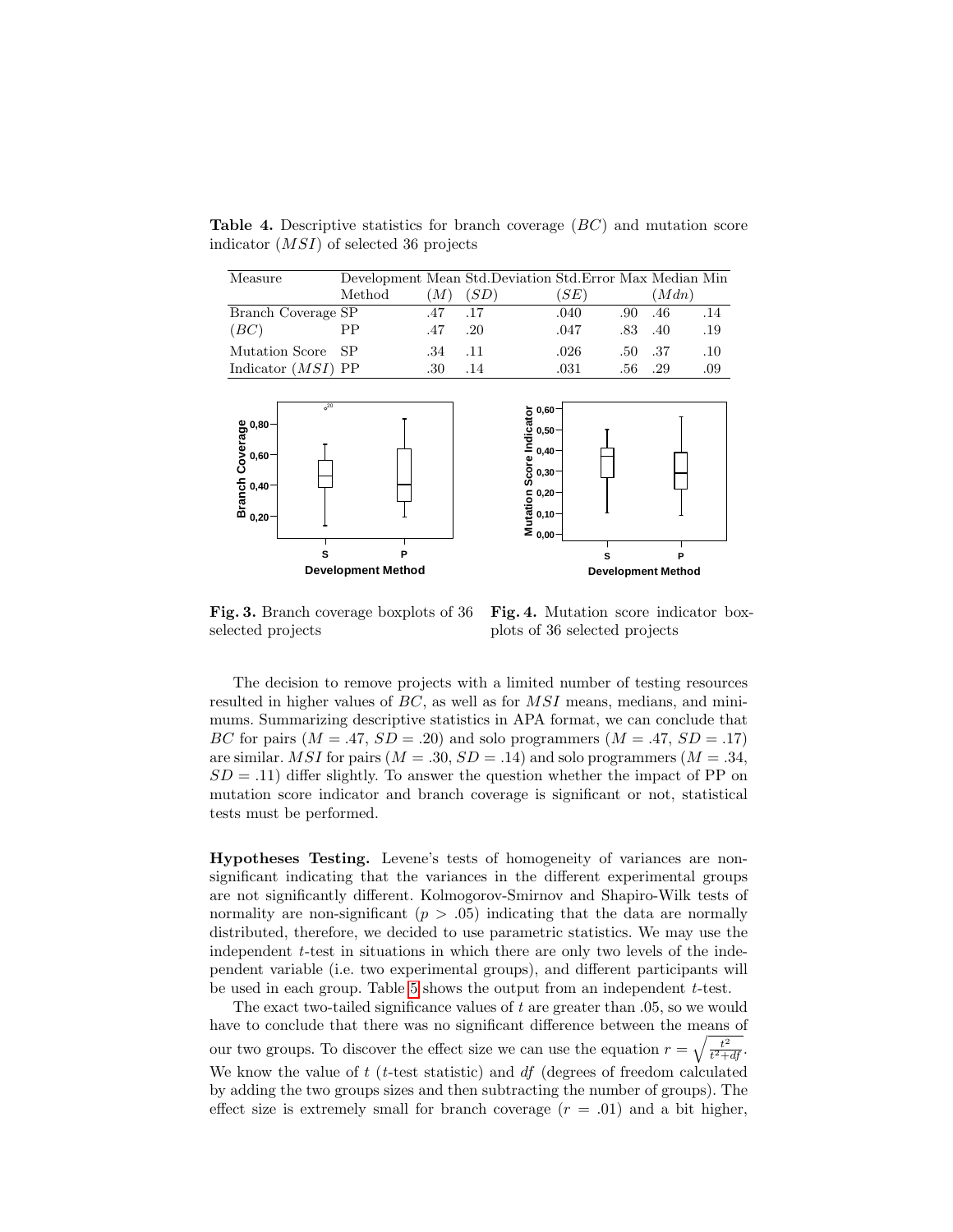**Table 4.** Descriptive statistics for branch coverage ($BC$) and mutation score indicator ($MSI$) of selected 36 projects

| Measure | Development Method | Mean ($M$) | Std.Deviation ($SD$) | Std.Error ($SE$) | Max | Median ($Mdn$) | Min |
|---|---|---|---|---|---|---|---|
| Branch Coverage ($BC$) | SP | .47 | .17 | .040 | .90 | .46 | .14 |
| | PP | .47 | .20 | .047 | .83 | .40 | .19 |
| Mutation Score Indicator ($MSI$) | SP | .34 | .11 | .026 | .50 | .37 | .10 |
| | PP | .30 | .14 | .031 | .56 | .29 | .09 |

**Fig. 3.** Branch coverage boxplots of 36 selected projects

**Fig. 4.** Mutation score indicator boxplots of 36 selected projects

The decision to remove projects with a limited number of testing resources resulted in higher values of $BC$, as well as for $MSI$ means, medians, and minimums. Summarizing descriptive statistics in APA format, we can conclude that $BC$ for pairs ($M = .47$, $SD = .20$) and solo programmers ($M = .47$, $SD = .17$) are similar. $MSI$ for pairs ($M = .30$, $SD = .14$) and solo programmers ($M = .34$, $SD = .11$) differ slightly. To answer the question whether the impact of PP on mutation score indicator and branch coverage is significant or not, statistical tests must be performed.

**Hypotheses Testing.** Levene's tests of homogeneity of variances are non-significant indicating that the variances in the different experimental groups are not significantly different. Kolmogorov-Smirnov and Shapiro-Wilk tests of normality are non-significant ($p > .05$) indicating that the data are normally distributed, therefore, we decided to use parametric statistics. We may use the independent $t$-test in situations in which there are only two levels of the independent variable (i.e. two experimental groups), and different participants will be used in each group. Table 5 shows the output from an independent $t$-test.

The exact two-tailed significance values of $t$ are greater than .05, so we would have to conclude that there was no significant difference between the means of our two groups. To discover the effect size we can use the equation $r = \sqrt{\frac{t^2}{t^2+df}}$. We know the value of $t$ ($t$-test statistic) and $df$ (degrees of freedom calculated by adding the two groups sizes and then subtracting the number of groups). The effect size is extremely small for branch coverage ($r = .01$) and a bit higher,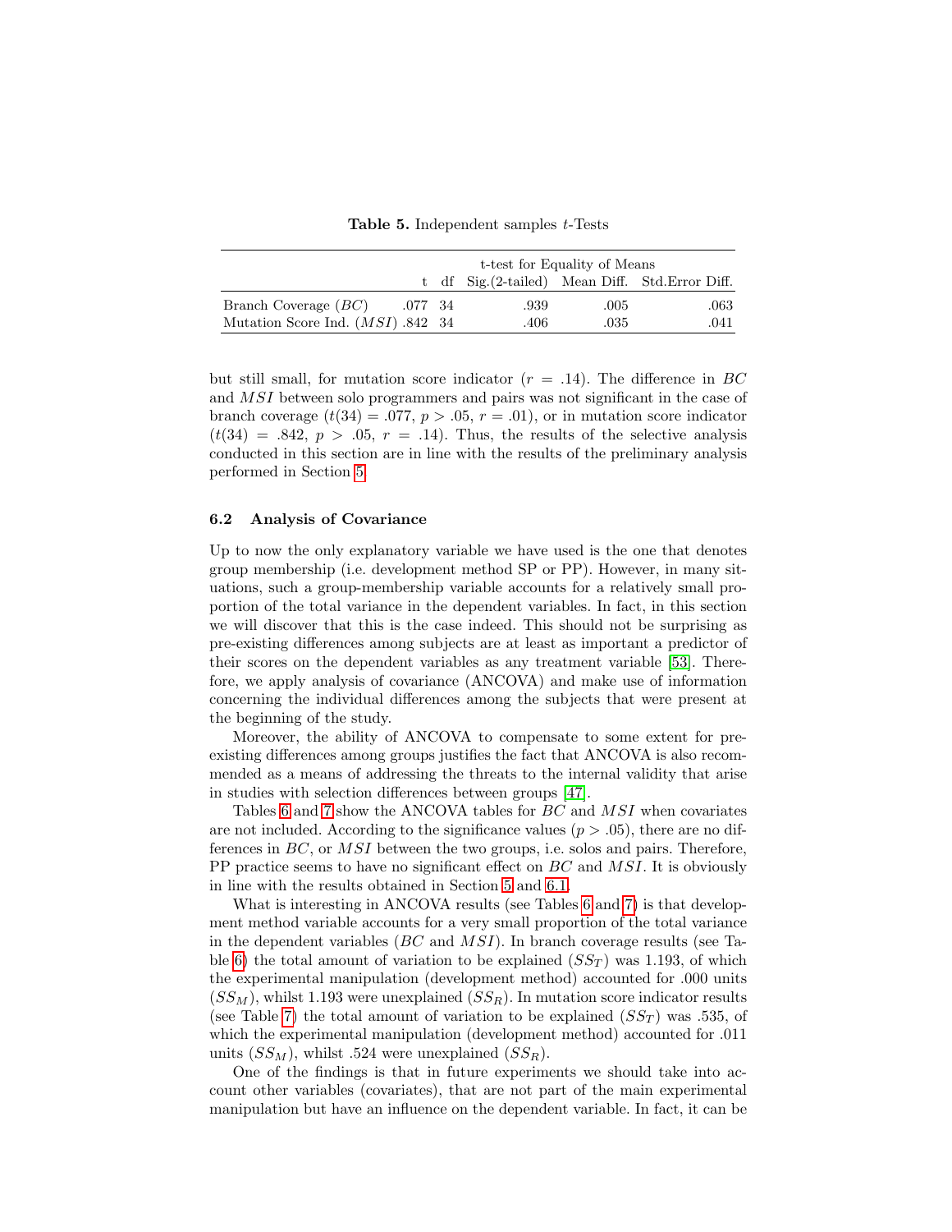**Table 5.** Independent samples *t*-Tests

| | t-test for Equality of Means | | | | |
|---|---|---|---|---|---|
| | t | df | Sig.(2-tailed) | Mean Diff. | Std.Error Diff. |
| Branch Coverage ($BC$) | .077 | 34 | .939 | .005 | .063 |
| Mutation Score Ind. ($MSI$) | .842 | 34 | .406 | .035 | .041 |

but still small, for mutation score indicator ($r = .14$). The difference in $BC$ and $MSI$ between solo programmers and pairs was not significant in the case of branch coverage ($t(34) = .077$, $p > .05$, $r = .01$), or in mutation score indicator ($t(34) = .842$, $p > .05$, $r = .14$). Thus, the results of the selective analysis conducted in this section are in line with the results of the preliminary analysis performed in Section 5.

### 6.2 Analysis of Covariance

Up to now the only explanatory variable we have used is the one that denotes group membership (i.e. development method SP or PP). However, in many situations, such a group-membership variable accounts for a relatively small proportion of the total variance in the dependent variables. In fact, in this section we will discover that this is the case indeed. This should not be surprising as pre-existing differences among subjects are at least as important a predictor of their scores on the dependent variables as any treatment variable [53]. Therefore, we apply analysis of covariance (ANCOVA) and make use of information concerning the individual differences among the subjects that were present at the beginning of the study.

Moreover, the ability of ANCOVA to compensate to some extent for pre-existing differences among groups justifies the fact that ANCOVA is also recommended as a means of addressing the threats to the internal validity that arise in studies with selection differences between groups [47].

Tables 6 and 7 show the ANCOVA tables for $BC$ and $MSI$ when covariates are not included. According to the significance values ($p > .05$), there are no differences in $BC$, or $MSI$ between the two groups, i.e. solos and pairs. Therefore, PP practice seems to have no significant effect on $BC$ and $MSI$. It is obviously in line with the results obtained in Section 5 and 6.1.

What is interesting in ANCOVA results (see Tables 6 and 7) is that development method variable accounts for a very small proportion of the total variance in the dependent variables ($BC$ and $MSI$). In branch coverage results (see Table 6) the total amount of variation to be explained ($SS_T$) was 1.193, of which the experimental manipulation (development method) accounted for .000 units ($SS_M$), whilst 1.193 were unexplained ($SS_R$). In mutation score indicator results (see Table 7) the total amount of variation to be explained ($SS_T$) was .535, of which the experimental manipulation (development method) accounted for .011 units ($SS_M$), whilst .524 were unexplained ($SS_R$).

One of the findings is that in future experiments we should take into account other variables (covariates), that are not part of the main experimental manipulation but have an influence on the dependent variable. In fact, it can be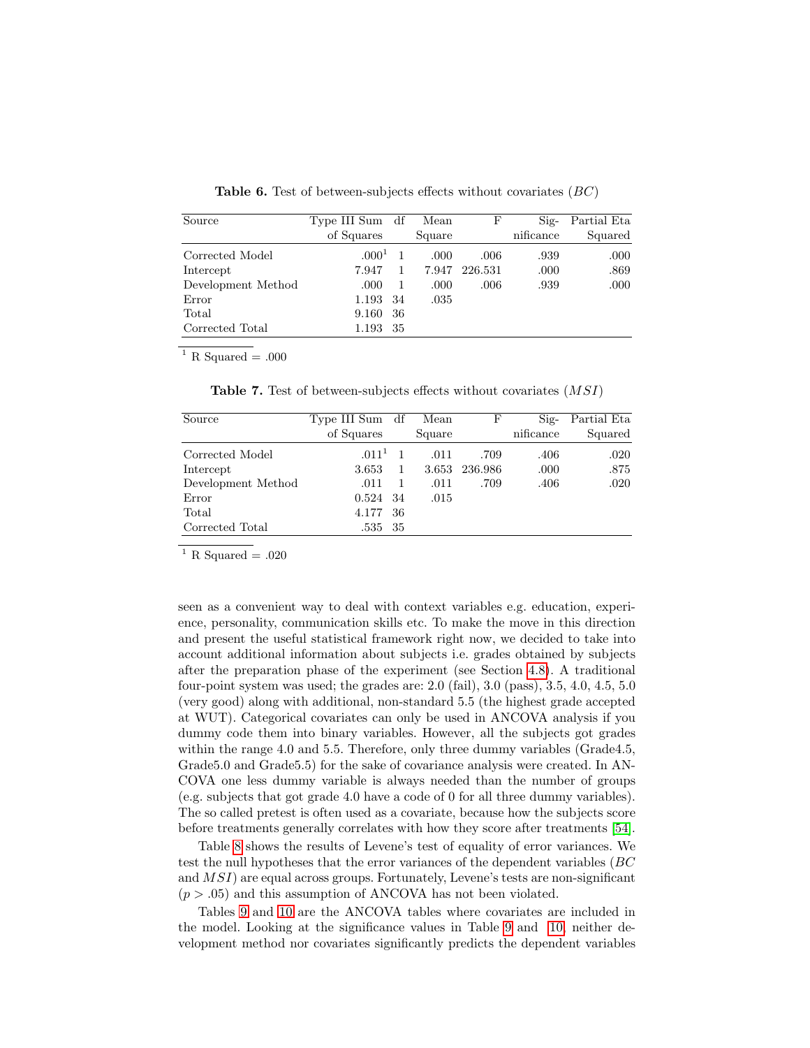**Table 6.** Test of between-subjects effects without covariates ($BC$)

| Source | Type III Sum of Squares | df | Mean Square | F | Significance | Partial Eta Squared |
|---|---|---|---|---|---|---|
| Corrected Model | .000[1] | 1 | .000 | .006 | .939 | .000 |
| Intercept | 7.947 | 1 | 7.947 | 226.531 | .000 | .869 |
| Development Method | .000 | 1 | .000 | .006 | .939 | .000 |
| Error | 1.193 | 34 | .035 | | | |
| Total | 9.160 | 36 | | | | |
| Corrected Total | 1.193 | 35 | | | | |

[1] R Squared = .000

**Table 7.** Test of between-subjects effects without covariates ($MSI$)

| Source | Type III Sum of Squares | df | Mean Square | F | Significance | Partial Eta Squared |
|---|---|---|---|---|---|---|
| Corrected Model | .011[1] | 1 | .011 | .709 | .406 | .020 |
| Intercept | 3.653 | 1 | 3.653 | 236.986 | .000 | .875 |
| Development Method | .011 | 1 | .011 | .709 | .406 | .020 |
| Error | 0.524 | 34 | .015 | | | |
| Total | 4.177 | 36 | | | | |
| Corrected Total | .535 | 35 | | | | |

[1] R Squared = .020

seen as a convenient way to deal with context variables e.g. education, experience, personality, communication skills etc. To make the move in this direction and present the useful statistical framework right now, we decided to take into account additional information about subjects i.e. grades obtained by subjects after the preparation phase of the experiment (see Section 4.8). A traditional four-point system was used; the grades are: 2.0 (fail), 3.0 (pass), 3.5, 4.0, 4.5, 5.0 (very good) along with additional, non-standard 5.5 (the highest grade accepted at WUT). Categorical covariates can only be used in ANCOVA analysis if you dummy code them into binary variables. However, all the subjects got grades within the range 4.0 and 5.5. Therefore, only three dummy variables (Grade4.5, Grade5.0 and Grade5.5) for the sake of covariance analysis were created. In ANCOVA one less dummy variable is always needed than the number of groups (e.g. subjects that got grade 4.0 have a code of 0 for all three dummy variables). The so called pretest is often used as a covariate, because how the subjects score before treatments generally correlates with how they score after treatments [54].

Table 8 shows the results of Levene's test of equality of error variances. We test the null hypotheses that the error variances of the dependent variables ($BC$ and $MSI$) are equal across groups. Fortunately, Levene's tests are non-significant ($p > .05$) and this assumption of ANCOVA has not been violated.

Tables 9 and 10 are the ANCOVA tables where covariates are included in the model. Looking at the significance values in Table 9 and 10, neither development method nor covariates significantly predicts the dependent variables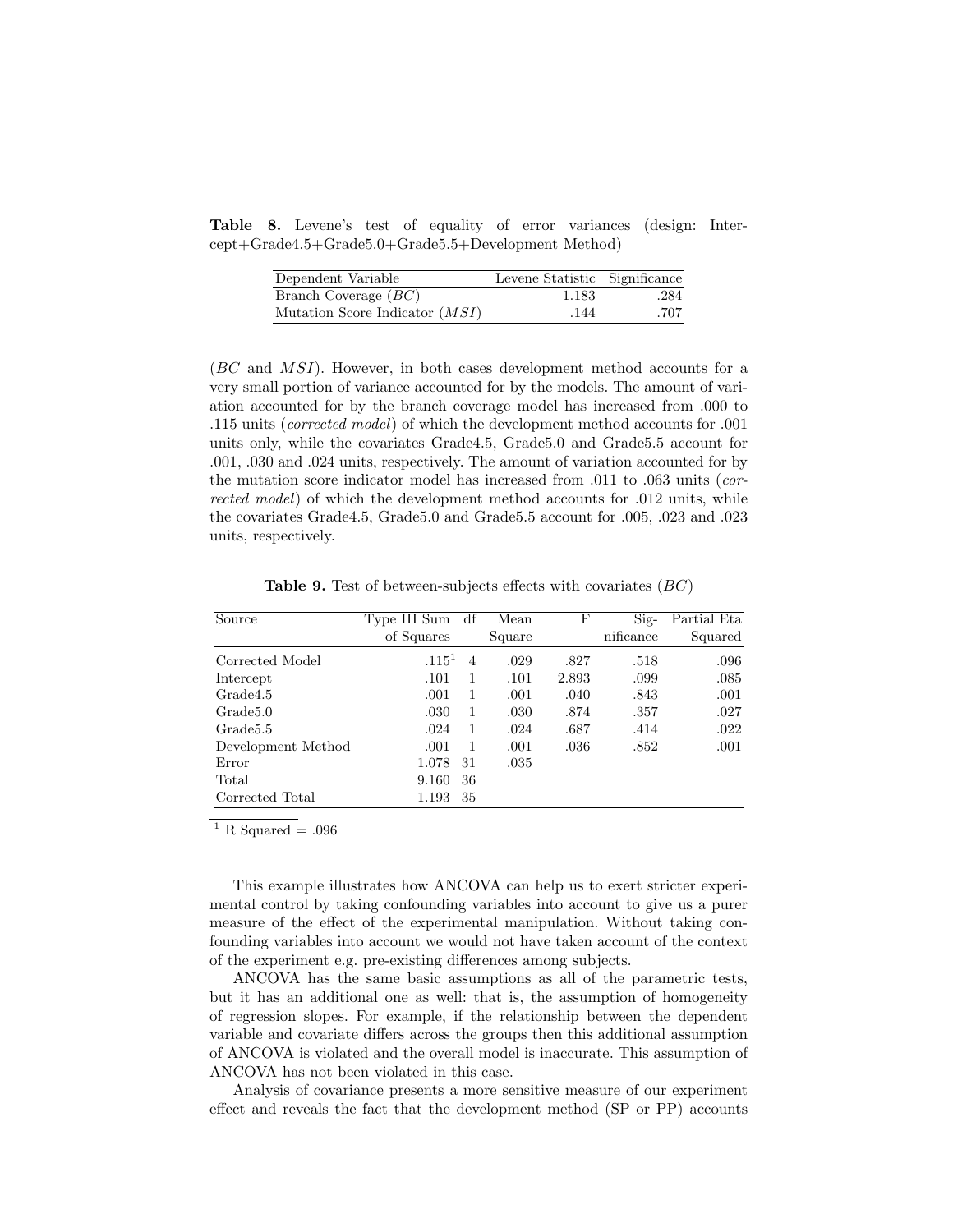**Table 8.** Levene's test of equality of error variances (design: Intercept+Grade4.5+Grade5.0+Grade5.5+Development Method)

| Dependent Variable | Levene Statistic | Significance |
|---|---|---|
| Branch Coverage (*BC*) | 1.183 | .284 |
| Mutation Score Indicator (*MSI*) | .144 | .707 |

(*BC* and *MSI*). However, in both cases development method accounts for a very small portion of variance accounted for by the models. The amount of variation accounted for by the branch coverage model has increased from .000 to .115 units (*corrected model*) of which the development method accounts for .001 units only, while the covariates Grade4.5, Grade5.0 and Grade5.5 account for .001, .030 and .024 units, respectively. The amount of variation accounted for by the mutation score indicator model has increased from .011 to .063 units (*corrected model*) of which the development method accounts for .012 units, while the covariates Grade4.5, Grade5.0 and Grade5.5 account for .005, .023 and .023 units, respectively.

**Table 9.** Test of between-subjects effects with covariates (*BC*)

| Source | Type III Sum of Squares | df | Mean Square | F | Significance | Partial Eta Squared |
|---|---|---|---|---|---|---|
| Corrected Model | .115[1] | 4 | .029 | .827 | .518 | .096 |
| Intercept | .101 | 1 | .101 | 2.893 | .099 | .085 |
| Grade4.5 | .001 | 1 | .001 | .040 | .843 | .001 |
| Grade5.0 | .030 | 1 | .030 | .874 | .357 | .027 |
| Grade5.5 | .024 | 1 | .024 | .687 | .414 | .022 |
| Development Method | .001 | 1 | .001 | .036 | .852 | .001 |
| Error | 1.078 | 31 | .035 | | | |
| Total | 9.160 | 36 | | | | |
| Corrected Total | 1.193 | 35 | | | | |

[1] R Squared = .096

This example illustrates how ANCOVA can help us to exert stricter experimental control by taking confounding variables into account to give us a purer measure of the effect of the experimental manipulation. Without taking confounding variables into account we would not have taken account of the context of the experiment e.g. pre-existing differences among subjects.

ANCOVA has the same basic assumptions as all of the parametric tests, but it has an additional one as well: that is, the assumption of homogeneity of regression slopes. For example, if the relationship between the dependent variable and covariate differs across the groups then this additional assumption of ANCOVA is violated and the overall model is inaccurate. This assumption of ANCOVA has not been violated in this case.

Analysis of covariance presents a more sensitive measure of our experiment effect and reveals the fact that the development method (SP or PP) accounts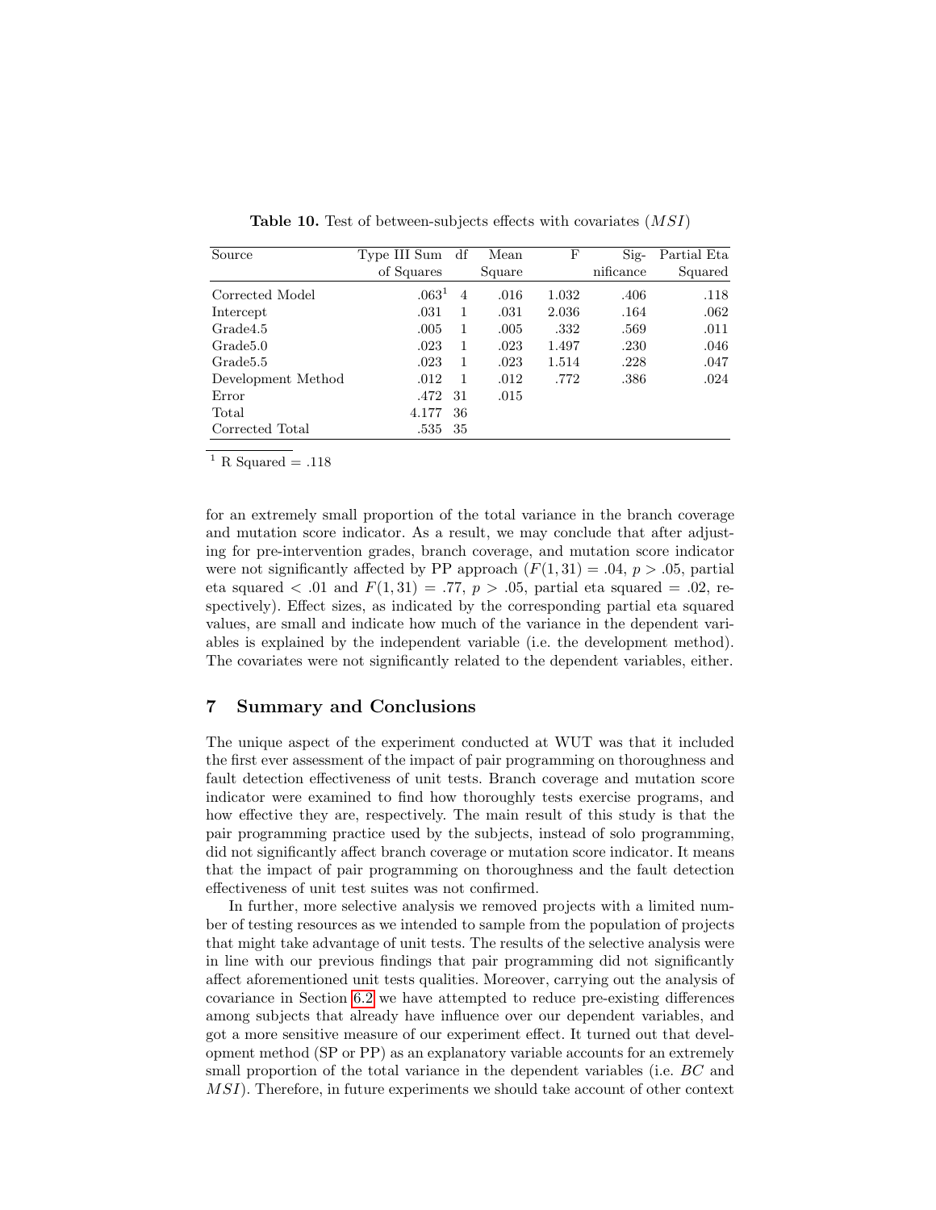**Table 10.** Test of between-subjects effects with covariates (*MSI*)

| Source | Type III Sum of Squares | df | Mean Square | F | Significance | Partial Eta Squared |
|---|---|---|---|---|---|---|
| Corrected Model | .063[1] | 4 | .016 | 1.032 | .406 | .118 |
| Intercept | .031 | 1 | .031 | 2.036 | .164 | .062 |
| Grade4.5 | .005 | 1 | .005 | .332 | .569 | .011 |
| Grade5.0 | .023 | 1 | .023 | 1.497 | .230 | .046 |
| Grade5.5 | .023 | 1 | .023 | 1.514 | .228 | .047 |
| Development Method | .012 | 1 | .012 | .772 | .386 | .024 |
| Error | .472 | 31 | .015 | | | |
| Total | 4.177 | 36 | | | | |
| Corrected Total | .535 | 35 | | | | |

[1] R Squared = .118

for an extremely small proportion of the total variance in the branch coverage and mutation score indicator. As a result, we may conclude that after adjusting for pre-intervention grades, branch coverage, and mutation score indicator were not significantly affected by PP approach ($F(1,31) = .04$, $p > .05$, partial eta squared $< .01$ and $F(1,31) = .77$, $p > .05$, partial eta squared $= .02$, respectively). Effect sizes, as indicated by the corresponding partial eta squared values, are small and indicate how much of the variance in the dependent variables is explained by the independent variable (i.e. the development method). The covariates were not significantly related to the dependent variables, either.

## 7 Summary and Conclusions

The unique aspect of the experiment conducted at WUT was that it included the first ever assessment of the impact of pair programming on thoroughness and fault detection effectiveness of unit tests. Branch coverage and mutation score indicator were examined to find how thoroughly tests exercise programs, and how effective they are, respectively. The main result of this study is that the pair programming practice used by the subjects, instead of solo programming, did not significantly affect branch coverage or mutation score indicator. It means that the impact of pair programming on thoroughness and the fault detection effectiveness of unit test suites was not confirmed.

In further, more selective analysis we removed projects with a limited number of testing resources as we intended to sample from the population of projects that might take advantage of unit tests. The results of the selective analysis were in line with our previous findings that pair programming did not significantly affect aforementioned unit tests qualities. Moreover, carrying out the analysis of covariance in Section 6.2 we have attempted to reduce pre-existing differences among subjects that already have influence over our dependent variables, and got a more sensitive measure of our experiment effect. It turned out that development method (SP or PP) as an explanatory variable accounts for an extremely small proportion of the total variance in the dependent variables (i.e. *BC* and *MSI*). Therefore, in future experiments we should take account of other context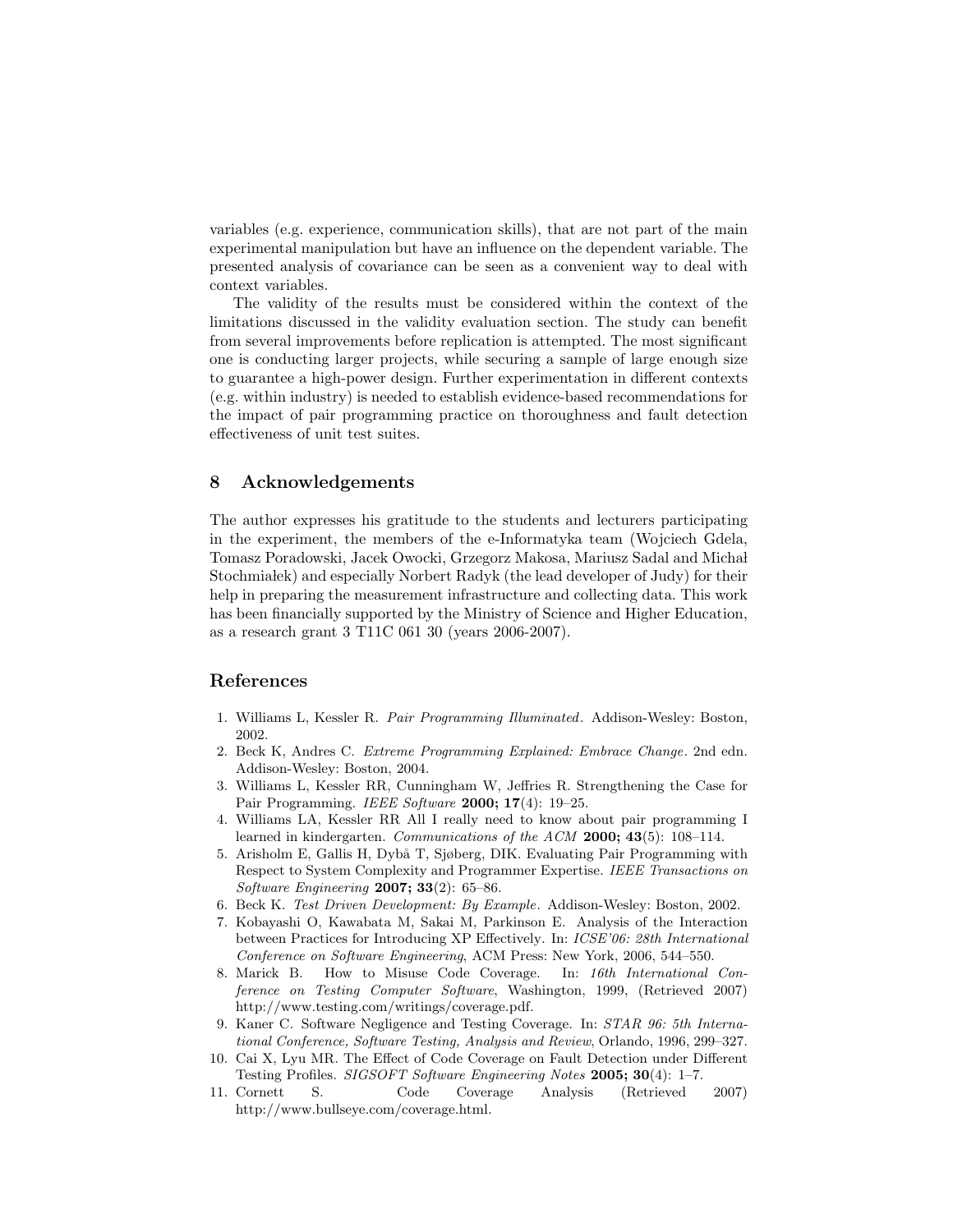variables (e.g. experience, communication skills), that are not part of the main experimental manipulation but have an influence on the dependent variable. The presented analysis of covariance can be seen as a convenient way to deal with context variables.

The validity of the results must be considered within the context of the limitations discussed in the validity evaluation section. The study can benefit from several improvements before replication is attempted. The most significant one is conducting larger projects, while securing a sample of large enough size to guarantee a high-power design. Further experimentation in different contexts (e.g. within industry) is needed to establish evidence-based recommendations for the impact of pair programming practice on thoroughness and fault detection effectiveness of unit test suites.

## 8 Acknowledgements

The author expresses his gratitude to the students and lecturers participating in the experiment, the members of the e-Informatyka team (Wojciech Gdela, Tomasz Poradowski, Jacek Owocki, Grzegorz Makosa, Mariusz Sadal and Michał Stochmiałek) and especially Norbert Radyk (the lead developer of Judy) for their help in preparing the measurement infrastructure and collecting data. This work has been financially supported by the Ministry of Science and Higher Education, as a research grant 3 T11C 061 30 (years 2006-2007).

## References

1. Williams L, Kessler R. *Pair Programming Illuminated*. Addison-Wesley: Boston, 2002.
2. Beck K, Andres C. *Extreme Programming Explained: Embrace Change*. 2nd edn. Addison-Wesley: Boston, 2004.
3. Williams L, Kessler RR, Cunningham W, Jeffries R. Strengthening the Case for Pair Programming. *IEEE Software* **2000; 17**(4): 19–25.
4. Williams LA, Kessler RR All I really need to know about pair programming I learned in kindergarten. *Communications of the ACM* **2000; 43**(5): 108–114.
5. Arisholm E, Gallis H, Dybå T, Sjøberg, DIK. Evaluating Pair Programming with Respect to System Complexity and Programmer Expertise. *IEEE Transactions on Software Engineering* **2007; 33**(2): 65–86.
6. Beck K. *Test Driven Development: By Example*. Addison-Wesley: Boston, 2002.
7. Kobayashi O, Kawabata M, Sakai M, Parkinson E. Analysis of the Interaction between Practices for Introducing XP Effectively. In: *ICSE'06: 28th International Conference on Software Engineering*, ACM Press: New York, 2006, 544–550.
8. Marick B. How to Misuse Code Coverage. In: *16th International Conference on Testing Computer Software*, Washington, 1999, (Retrieved 2007) http://www.testing.com/writings/coverage.pdf.
9. Kaner C. Software Negligence and Testing Coverage. In: *STAR 96: 5th International Conference, Software Testing, Analysis and Review*, Orlando, 1996, 299–327.
10. Cai X, Lyu MR. The Effect of Code Coverage on Fault Detection under Different Testing Profiles. *SIGSOFT Software Engineering Notes* **2005; 30**(4): 1–7.
11. Cornett S. Code Coverage Analysis (Retrieved 2007) http://www.bullseye.com/coverage.html.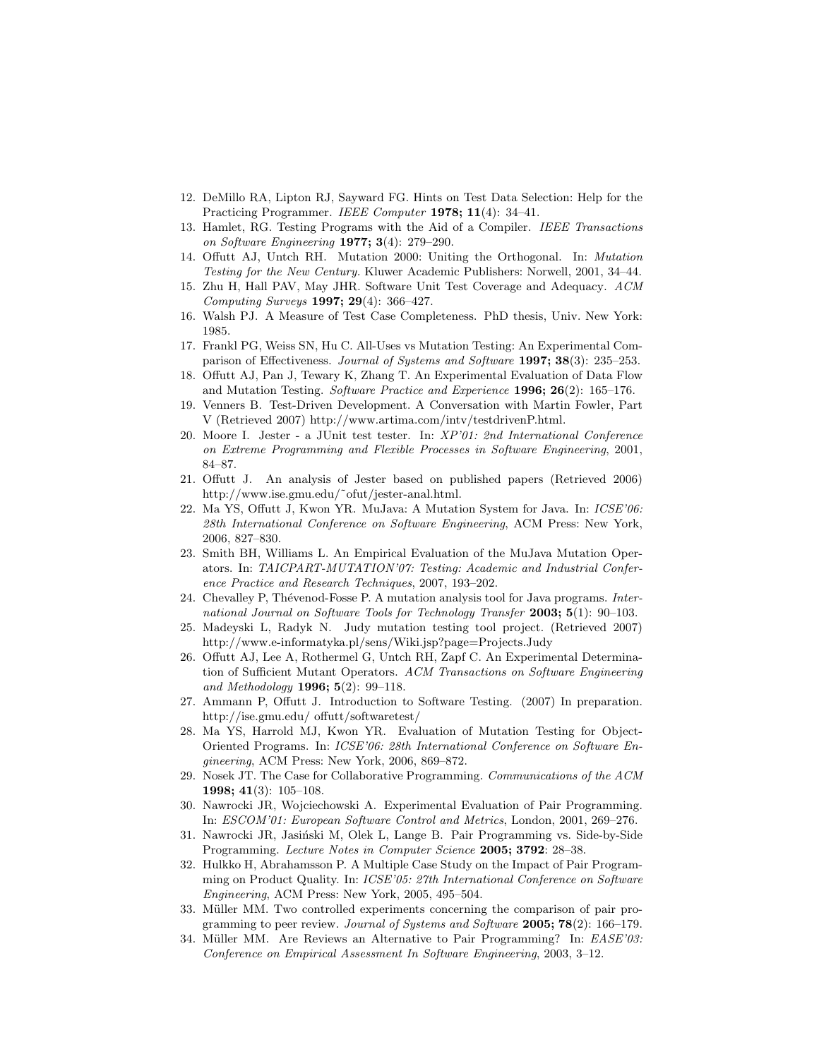12. DeMillo RA, Lipton RJ, Sayward FG. Hints on Test Data Selection: Help for the Practicing Programmer. *IEEE Computer* **1978; 11**(4): 34–41.
13. Hamlet, RG. Testing Programs with the Aid of a Compiler. *IEEE Transactions on Software Engineering* **1977; 3**(4): 279–290.
14. Offutt AJ, Untch RH. Mutation 2000: Uniting the Orthogonal. In: *Mutation Testing for the New Century.* Kluwer Academic Publishers: Norwell, 2001, 34–44.
15. Zhu H, Hall PAV, May JHR. Software Unit Test Coverage and Adequacy. *ACM Computing Surveys* **1997; 29**(4): 366–427.
16. Walsh PJ. A Measure of Test Case Completeness. PhD thesis, Univ. New York: 1985.
17. Frankl PG, Weiss SN, Hu C. All-Uses vs Mutation Testing: An Experimental Comparison of Effectiveness. *Journal of Systems and Software* **1997; 38**(3): 235–253.
18. Offutt AJ, Pan J, Tewary K, Zhang T. An Experimental Evaluation of Data Flow and Mutation Testing. *Software Practice and Experience* **1996; 26**(2): 165–176.
19. Venners B. Test-Driven Development. A Conversation with Martin Fowler, Part V (Retrieved 2007) http://www.artima.com/intv/testdrivenP.html.
20. Moore I. Jester - a JUnit test tester. In: *XP'01: 2nd International Conference on Extreme Programming and Flexible Processes in Software Engineering*, 2001, 84–87.
21. Offutt J. An analysis of Jester based on published papers (Retrieved 2006) http://www.ise.gmu.edu/~ofut/jester-anal.html.
22. Ma YS, Offutt J, Kwon YR. MuJava: A Mutation System for Java. In: *ICSE'06: 28th International Conference on Software Engineering*, ACM Press: New York, 2006, 827–830.
23. Smith BH, Williams L. An Empirical Evaluation of the MuJava Mutation Operators. In: *TAICPART-MUTATION'07: Testing: Academic and Industrial Conference Practice and Research Techniques*, 2007, 193–202.
24. Chevalley P, Thévenod-Fosse P. A mutation analysis tool for Java programs. *International Journal on Software Tools for Technology Transfer* **2003; 5**(1): 90–103.
25. Madeyski L, Radyk N. Judy mutation testing tool project. (Retrieved 2007) http://www.e-informatyka.pl/sens/Wiki.jsp?page=Projects.Judy
26. Offutt AJ, Lee A, Rothermel G, Untch RH, Zapf C. An Experimental Determination of Sufficient Mutant Operators. *ACM Transactions on Software Engineering and Methodology* **1996; 5**(2): 99–118.
27. Ammann P, Offutt J. Introduction to Software Testing. (2007) In preparation. http://ise.gmu.edu/ offutt/softwaretest/
28. Ma YS, Harrold MJ, Kwon YR. Evaluation of Mutation Testing for Object-Oriented Programs. In: *ICSE'06: 28th International Conference on Software Engineering*, ACM Press: New York, 2006, 869–872.
29. Nosek JT. The Case for Collaborative Programming. *Communications of the ACM* **1998; 41**(3): 105–108.
30. Nawrocki JR, Wojciechowski A. Experimental Evaluation of Pair Programming. In: *ESCOM'01: European Software Control and Metrics*, London, 2001, 269–276.
31. Nawrocki JR, Jasiński M, Olek L, Lange B. Pair Programming vs. Side-by-Side Programming. *Lecture Notes in Computer Science* **2005; 3792**: 28–38.
32. Hulkko H, Abrahamsson P. A Multiple Case Study on the Impact of Pair Programming on Product Quality. In: *ICSE'05: 27th International Conference on Software Engineering*, ACM Press: New York, 2005, 495–504.
33. Müller MM. Two controlled experiments concerning the comparison of pair programming to peer review. *Journal of Systems and Software* **2005; 78**(2): 166–179.
34. Müller MM. Are Reviews an Alternative to Pair Programming? In: *EASE'03: Conference on Empirical Assessment In Software Engineering*, 2003, 3–12.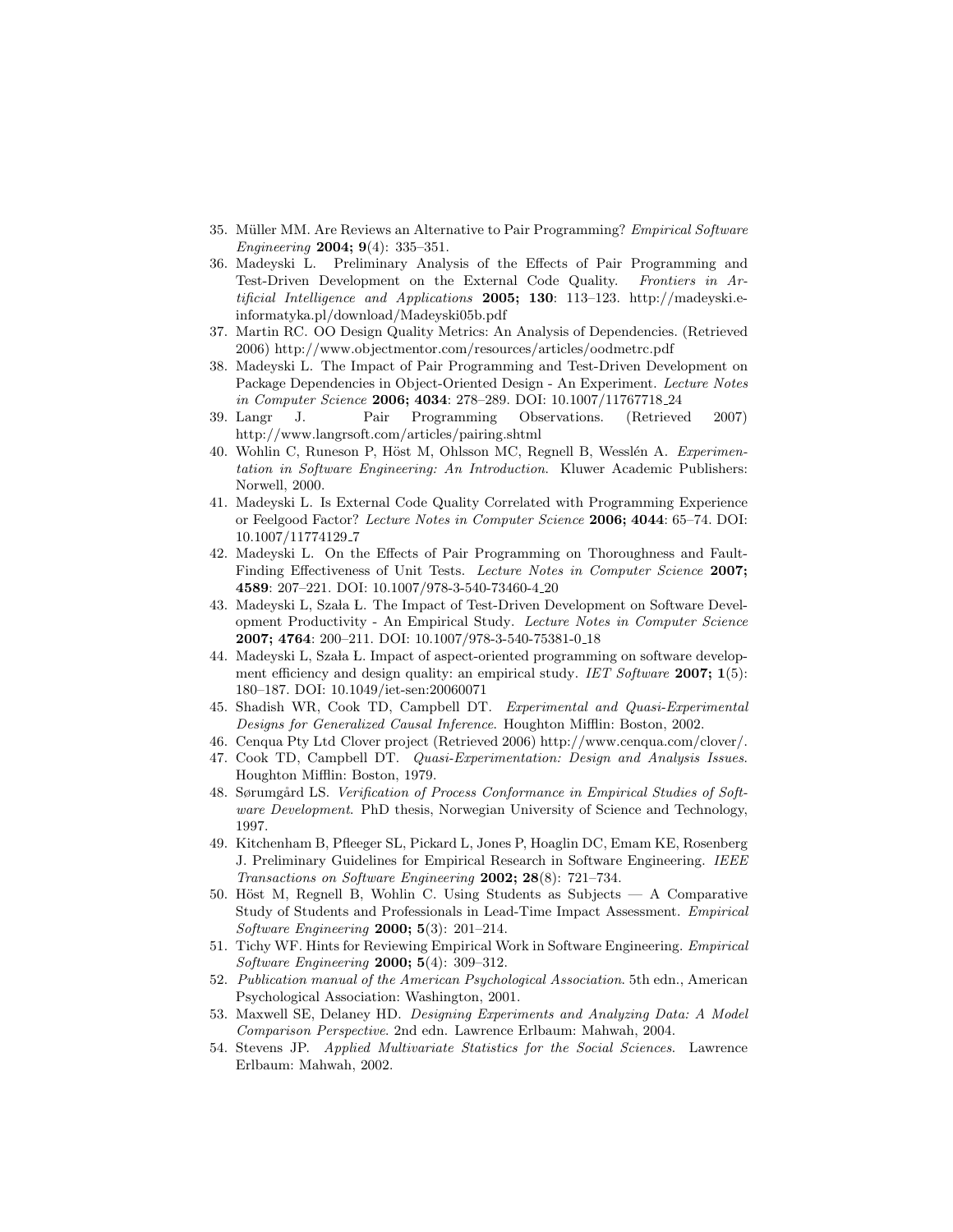35. Müller MM. Are Reviews an Alternative to Pair Programming? *Empirical Software Engineering* **2004; 9**(4): 335–351.
36. Madeyski L. Preliminary Analysis of the Effects of Pair Programming and Test-Driven Development on the External Code Quality. *Frontiers in Artificial Intelligence and Applications* **2005; 130**: 113–123. http://madeyski.e-informatyka.pl/download/Madeyski05b.pdf
37. Martin RC. OO Design Quality Metrics: An Analysis of Dependencies. (Retrieved 2006) http://www.objectmentor.com/resources/articles/oodmetrc.pdf
38. Madeyski L. The Impact of Pair Programming and Test-Driven Development on Package Dependencies in Object-Oriented Design - An Experiment. *Lecture Notes in Computer Science* **2006; 4034**: 278–289. DOI: 10.1007/11767718_24
39. Langr J. Pair Programming Observations. (Retrieved 2007) http://www.langrsoft.com/articles/pairing.shtml
40. Wohlin C, Runeson P, Höst M, Ohlsson MC, Regnell B, Wesslén A. *Experimentation in Software Engineering: An Introduction*. Kluwer Academic Publishers: Norwell, 2000.
41. Madeyski L. Is External Code Quality Correlated with Programming Experience or Feelgood Factor? *Lecture Notes in Computer Science* **2006; 4044**: 65–74. DOI: 10.1007/11774129_7
42. Madeyski L. On the Effects of Pair Programming on Thoroughness and Fault-Finding Effectiveness of Unit Tests. *Lecture Notes in Computer Science* **2007; 4589**: 207–221. DOI: 10.1007/978-3-540-73460-4_20
43. Madeyski L, Szała L. The Impact of Test-Driven Development on Software Development Productivity - An Empirical Study. *Lecture Notes in Computer Science* **2007; 4764**: 200–211. DOI: 10.1007/978-3-540-75381-0_18
44. Madeyski L, Szała L. Impact of aspect-oriented programming on software development efficiency and design quality: an empirical study. *IET Software* **2007; 1**(5): 180–187. DOI: 10.1049/iet-sen:20060071
45. Shadish WR, Cook TD, Campbell DT. *Experimental and Quasi-Experimental Designs for Generalized Causal Inference*. Houghton Mifflin: Boston, 2002.
46. Cenqua Pty Ltd Clover project (Retrieved 2006) http://www.cenqua.com/clover/.
47. Cook TD, Campbell DT. *Quasi-Experimentation: Design and Analysis Issues*. Houghton Mifflin: Boston, 1979.
48. Sørumgård LS. *Verification of Process Conformance in Empirical Studies of Software Development*. PhD thesis, Norwegian University of Science and Technology, 1997.
49. Kitchenham B, Pfleeger SL, Pickard L, Jones P, Hoaglin DC, Emam KE, Rosenberg J. Preliminary Guidelines for Empirical Research in Software Engineering. *IEEE Transactions on Software Engineering* **2002; 28**(8): 721–734.
50. Höst M, Regnell B, Wohlin C. Using Students as Subjects — A Comparative Study of Students and Professionals in Lead-Time Impact Assessment. *Empirical Software Engineering* **2000; 5**(3): 201–214.
51. Tichy WF. Hints for Reviewing Empirical Work in Software Engineering. *Empirical Software Engineering* **2000; 5**(4): 309–312.
52. *Publication manual of the American Psychological Association*. 5th edn., American Psychological Association: Washington, 2001.
53. Maxwell SE, Delaney HD. *Designing Experiments and Analyzing Data: A Model Comparison Perspective*. 2nd edn. Lawrence Erlbaum: Mahwah, 2004.
54. Stevens JP. *Applied Multivariate Statistics for the Social Sciences*. Lawrence Erlbaum: Mahwah, 2002.